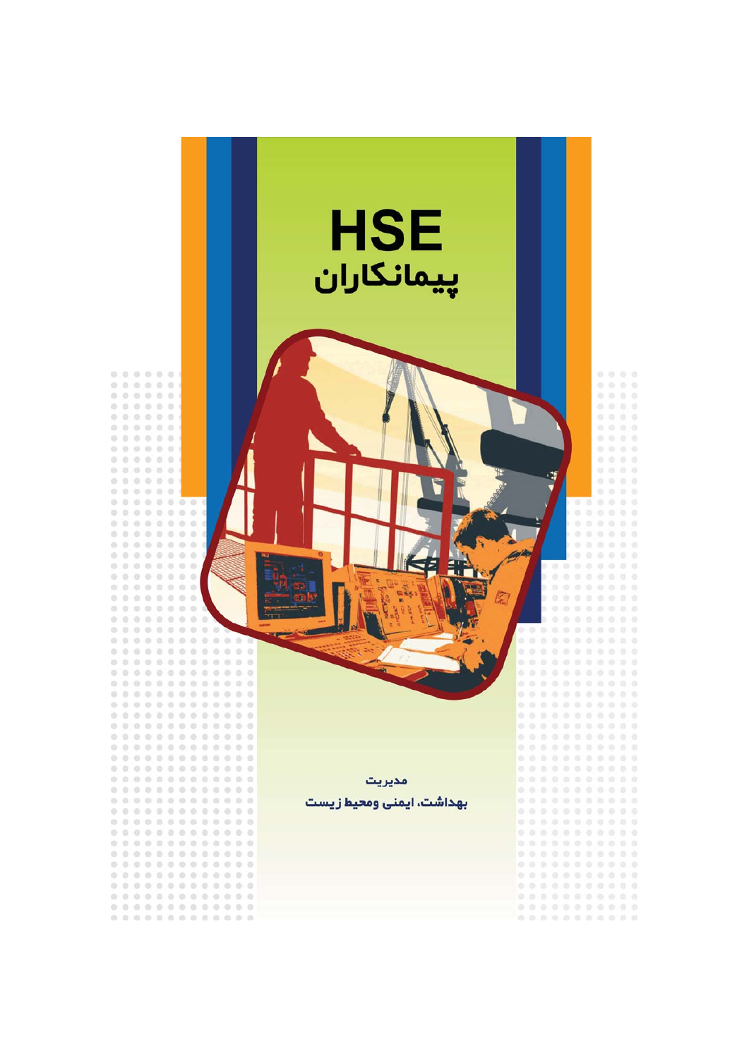# HSE
# پیمانکاران

مدیریت

بهداشت، ایمنی ومحیط زیست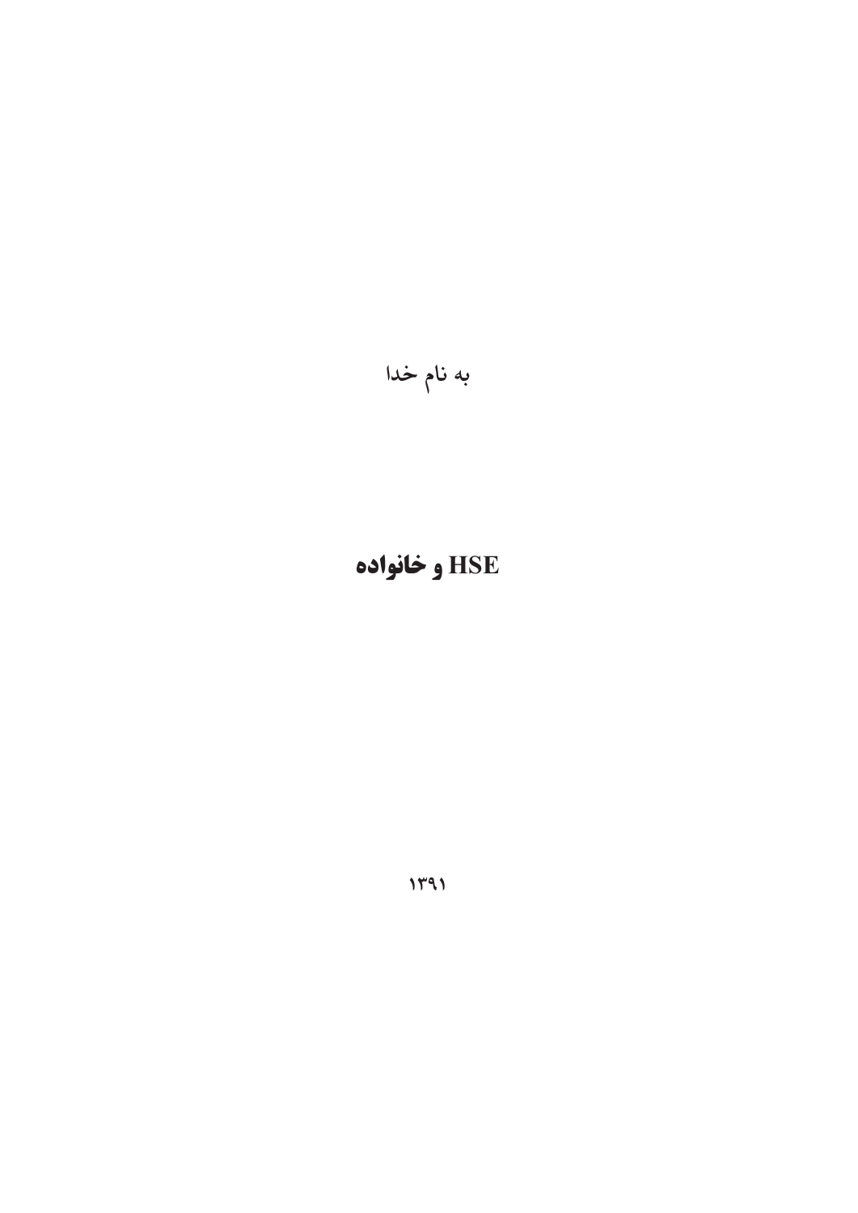به نام خدا

# HSE و خانواده

۱۳۹۱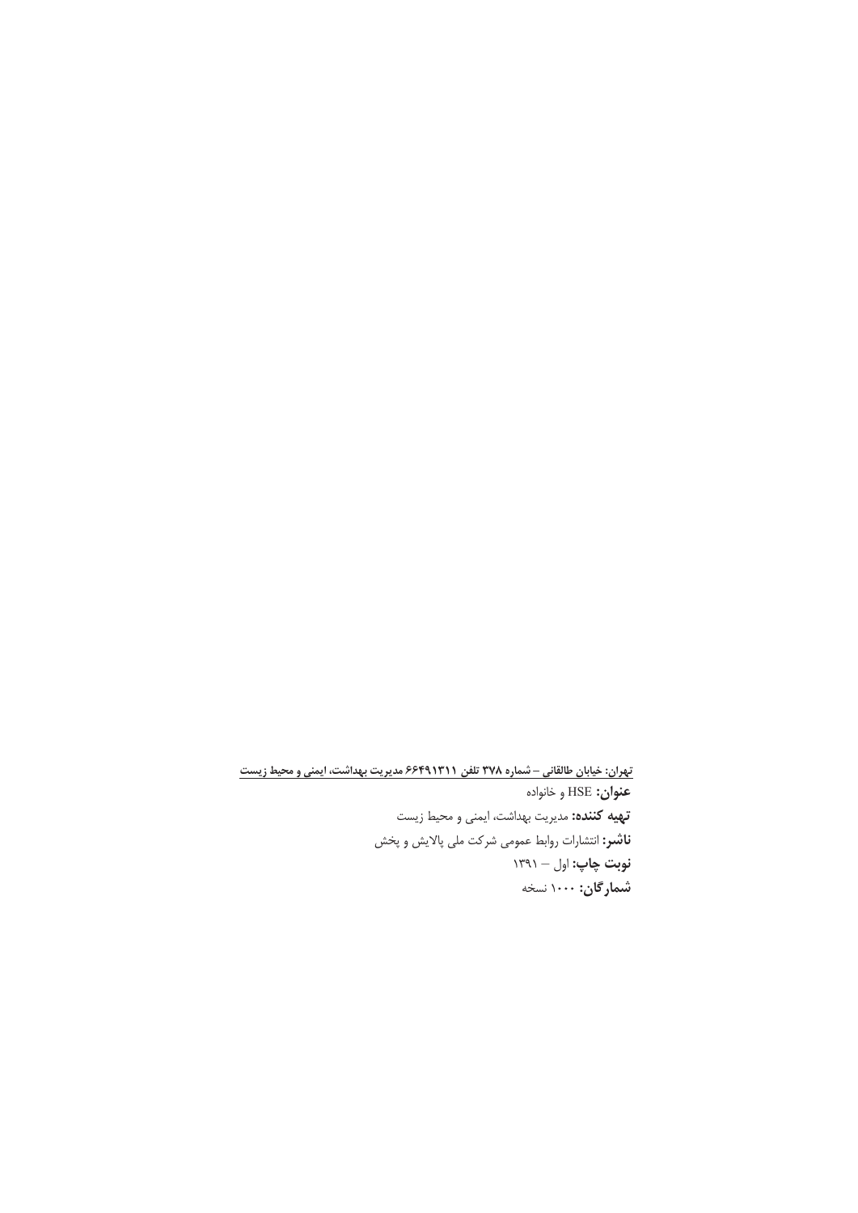<u>تهران: خیابان طالقانی – شماره ۳۷۸ تلفن ۶۶۴۹۱۳۱۱ مدیریت بهداشت، ایمنی و محیط زیست</u>

**عنوان:** HSE و خانواده

**تهیه کننده:** مدیریت بهداشت، ایمنی و محیط زیست

**ناشر:** انتشارات روابط عمومی شرکت ملی پالایش و پخش

**نوبت چاپ:** اول – ۱۳۹۱

**شمارگان:** ۱۰۰۰ نسخه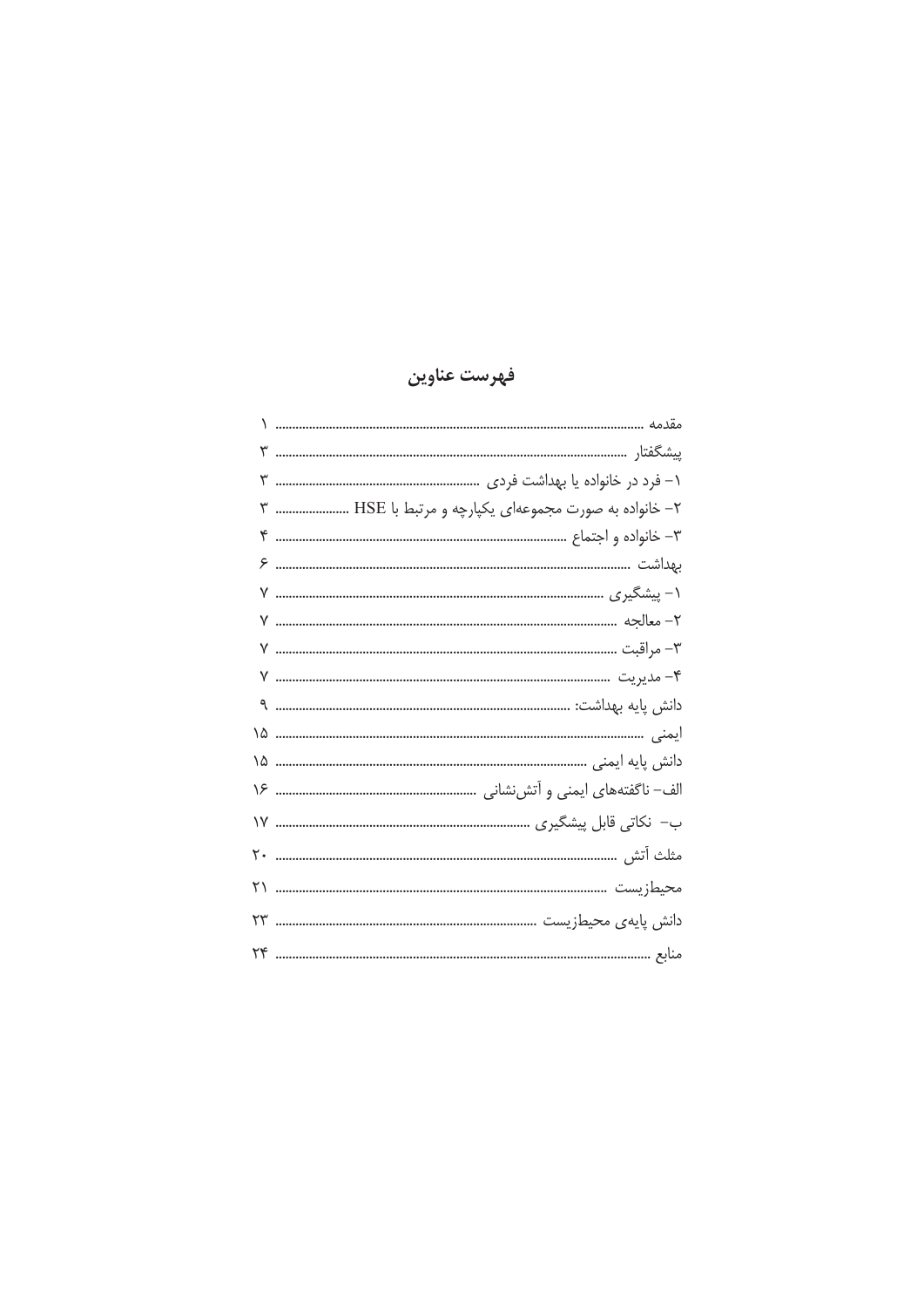# فهرست عناوین

| | |
|---|---|
| مقدمه | ۱ |
| پیشگفتار | ۳ |
| ۱– فرد در خانواده یا بهداشت فردی | ۳ |
| ۲– خانواده به صورت مجموعه‌ای یکپارچه و مرتبط با HSE | ۳ |
| ۳– خانواده و اجتماع | ۴ |
| بهداشت | ۶ |
| ۱– پیشگیری | ۷ |
| ۲– معالجه | ۷ |
| ۳– مراقبت | ۷ |
| ۴– مدیریت | ۷ |
| دانش پایه بهداشت: | ۹ |
| ایمنی | ۱۵ |
| دانش پایه ایمنی | ۱۵ |
| الف– ناگفته‌های ایمنی و آتش‌نشانی | ۱۶ |
| ب– نکاتی قابل پیشگیری | ۱۷ |
| مثلث آتش | ۲۰ |
| محیطزیست | ۲۱ |
| دانش پایه‌ی محیطزیست | ۲۳ |
| منابع | ۲۴ |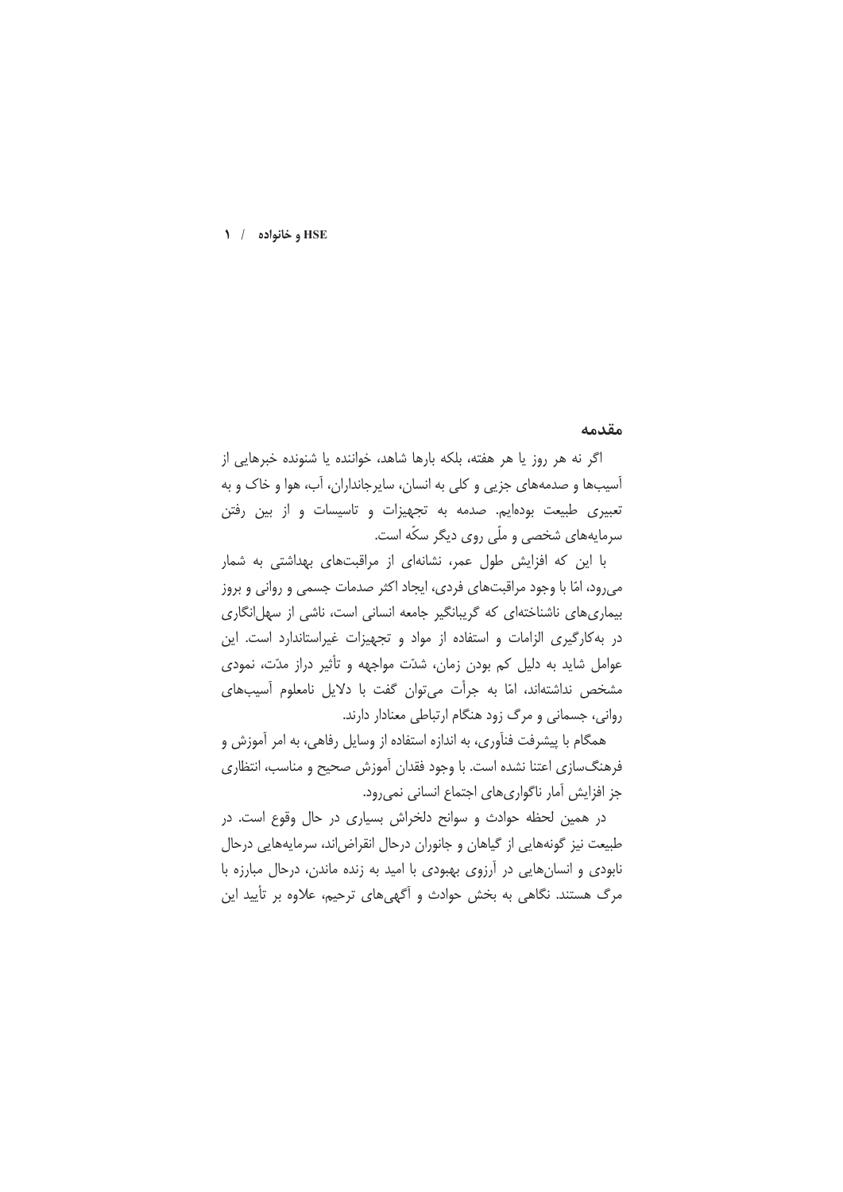## مقدمه

اگر نه هر روز یا هر هفته، بلکه بارها شاهد، خواننده یا شنونده خبرهایی از آسیب‌ها و صدمه‌های جزیی و کلی به انسان، سایرجانداران، آب، هوا و خاک و به تعبیری طبیعت بوده‌ایم. صدمه به تجهیزات و تاسیسات و از بین رفتن سرمایه‌های شخصی و ملّی روی دیگر سکّه است.

با این که افزایش طول عمر، نشانه‌ای از مراقبت‌های بهداشتی به شمار می‌رود، امّا با وجود مراقبت‌های فردی، ایجاد اکثر صدمات جسمی و روانی و بروز بیماری‌های ناشناخته‌ای که گریبانگیر جامعه انسانی است، ناشی از سهل‌انگاری در به‌کارگیری الزامات و استفاده از مواد و تجهیزات غیراستاندارد است. این عوامل شاید به دلیل کم بودن زمان، شدّت مواجهه و تأثیر دراز مدّت، نمودی مشخص نداشته‌اند، امّا به جرأت می‌توان گفت با دلایل نامعلوم آسیب‌های روانی، جسمانی و مرگ زود هنگام ارتباطی معنادار دارند.

همگام با پیشرفت فنآوری، به اندازه استفاده از وسایل رفاهی، به امر آموزش و فرهنگ‌سازی اعتنا نشده است. با وجود فقدان آموزش صحیح و مناسب، انتظاری جز افزایش آمار ناگواری‌های اجتماع انسانی نمی‌رود.

در همین لحظه حوادث و سوانح دلخراش بسیاری در حال وقوع است. در طبیعت نیز گونه‌هایی از گیاهان و جانوران درحال انقراض‌اند، سرمایه‌هایی درحال نابودی و انسان‌هایی در آرزوی بهبودی با امید به زنده ماندن، درحال مبارزه با مرگ هستند. نگاهی به بخش حوادث و آگهی‌های ترحیم، علاوه بر تأیید این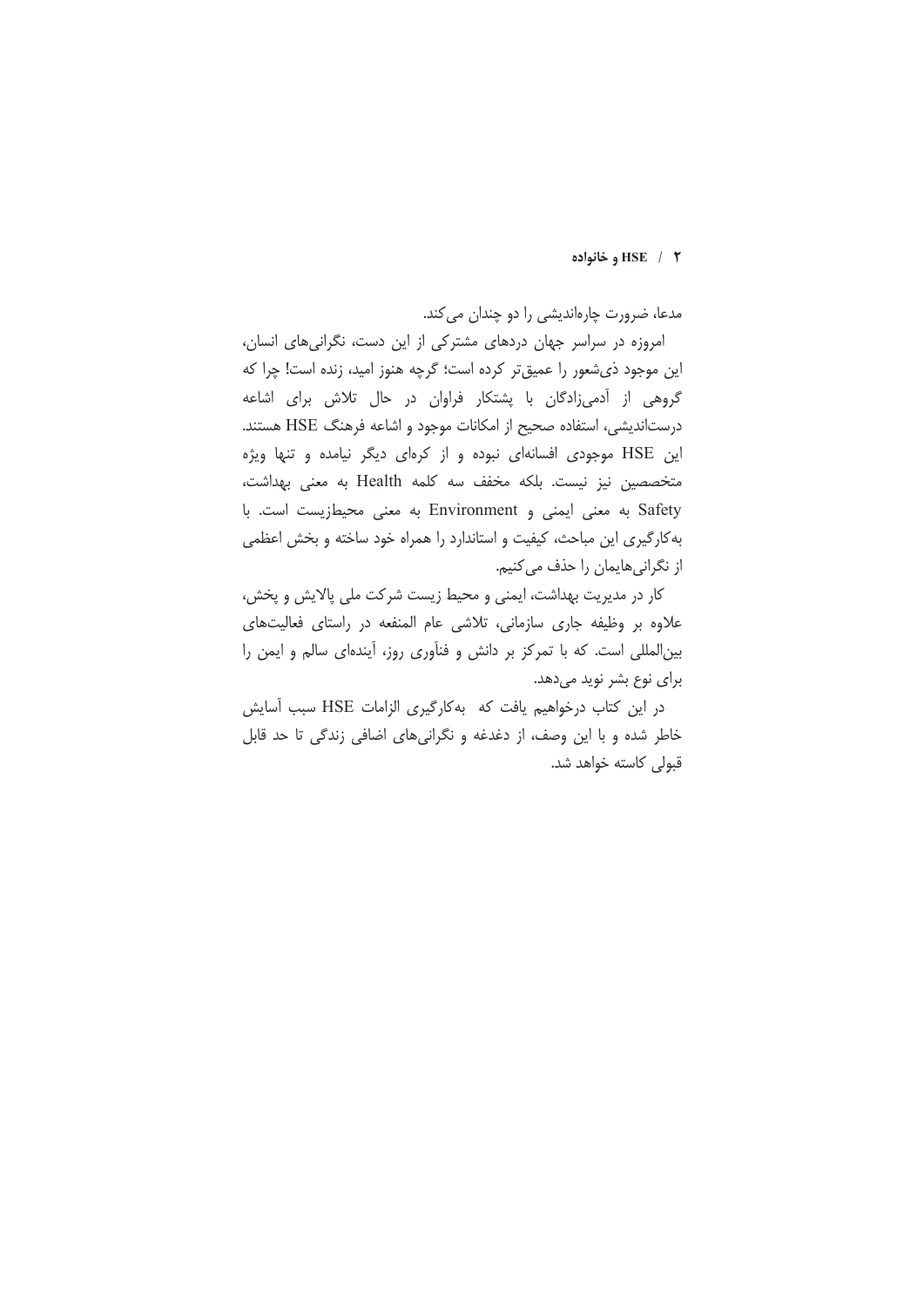مدعا، ضرورت چاره‌اندیشی را دو چندان می‌کند.

امروزه در سراسر جهان دردهای مشترکی از این دست، نگرانی‌های انسان، این موجود ذی‌شعور را عمیق‌تر کرده است؛ گرچه هنوز امید، زنده است! چرا که گروهی از آدمی‌زادگان با پشتکار فراوان در حال تلاش برای اشاعه درست‌اندیشی، استفاده صحیح از امکانات موجود و اشاعه فرهنگ HSE هستند. این HSE موجودی افسانه‌ای نبوده و از کره‌ای دیگر نیامده و تنها ویژه متخصصین نیز نیست. بلکه مخفف سه کلمه Health به معنی بهداشت، Safety به معنی ایمنی و Environment به معنی محیط‌زیست است. با به‌کارگیری این مباحث، کیفیت و استاندارد را همراه خود ساخته و بخش اعظمی از نگرانی‌هایمان را حذف می‌کنیم.

کار در مدیریت بهداشت، ایمنی و محیط زیست شرکت ملی پالایش و پخش، علاوه بر وظیفه جاری سازمانی، تلاشی عام المنفعه در راستای فعالیت‌های بین‌المللی است. که با تمرکز بر دانش و فنآوری روز، آینده‌ای سالم و ایمن را برای نوع بشر نوید می‌دهد.

در این کتاب درخواهیم یافت که به‌کارگیری الزامات HSE سبب آسایش خاطر شده و با این وصف، از دغدغه و نگرانی‌های اضافی زندگی تا حد قابل قبولی کاسته خواهد شد.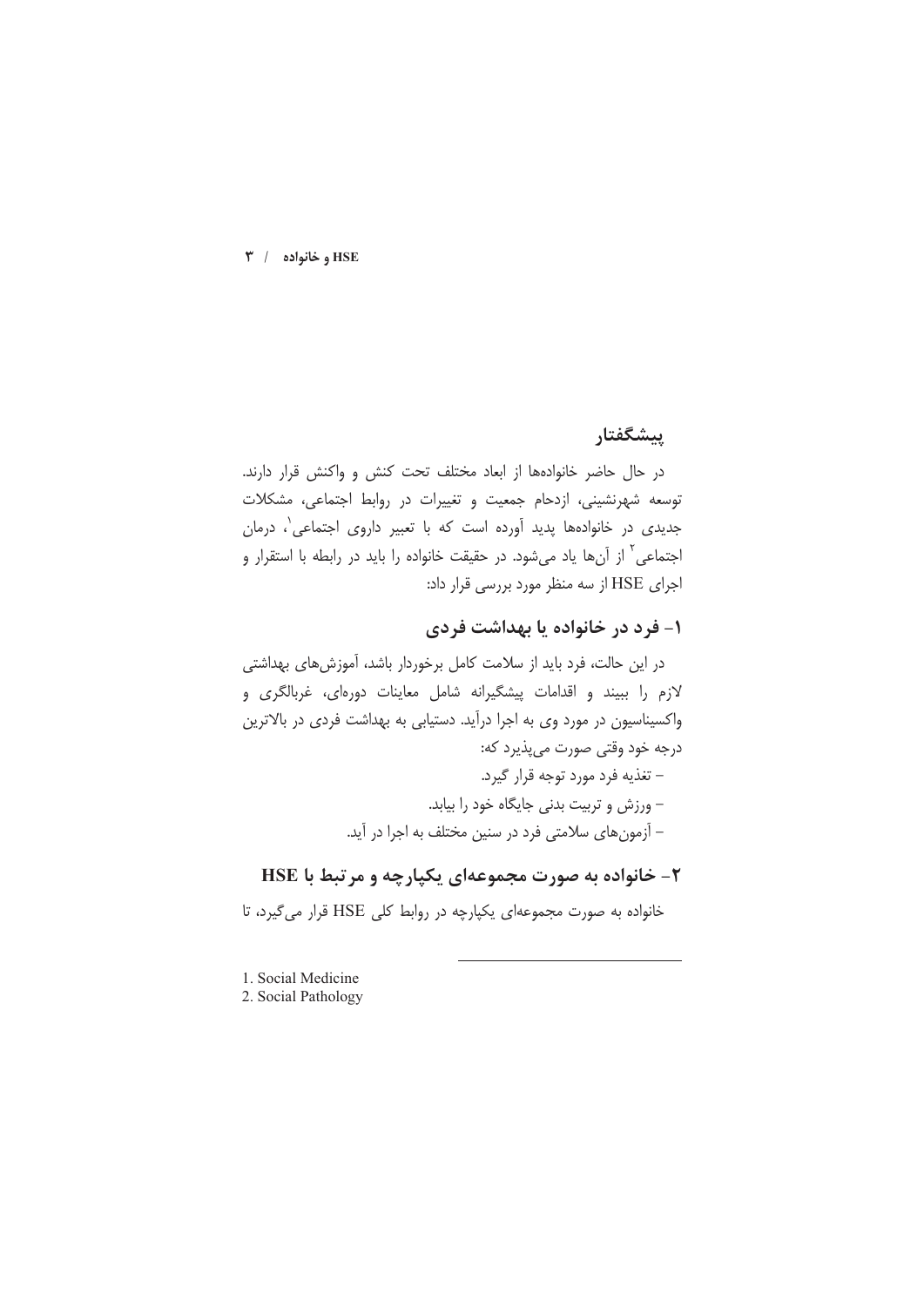## پیشگفتار

در حال حاضر خانواده‌ها از ابعاد مختلف تحت کنش و واکنش قرار دارند. توسعه شهرنشینی، ازدحام جمعیت و تغییرات در روابط اجتماعی، مشکلات جدیدی در خانواده‌ها پدید آورده است که با تعبیر داروی اجتماعی[1]، درمان اجتماعی[2] از آن‌ها یاد می‌شود. در حقیقت خانواده را باید در رابطه با استقرار و اجرای HSE از سه منظر مورد بررسی قرار داد:

### ۱- فرد در خانواده یا بهداشت فردی

در این حالت، فرد باید از سلامت کامل برخوردار باشد، آموزش‌های بهداشتی لازم را ببیند و اقدامات پیشگیرانه شامل معاینات دوره‌ای، غربالگری و واکسیناسیون در مورد وی به اجرا درآید. دستیابی به بهداشت فردی در بالاترین درجه خود وقتی صورت می‌پذیرد که:

- تغذیه فرد مورد توجه قرار گیرد.
- ورزش و تربیت بدنی جایگاه خود را بیابد.
- آزمون‌های سلامتی فرد در سنین مختلف به اجرا در آید.

### ۲- خانواده به صورت مجموعه‌ای یکپارچه و مرتبط با HSE

خانواده به صورت مجموعه‌ای یکپارچه در روابط کلی HSE قرار می‌گیرد، تا

---

1. Social Medicine
2. Social Pathology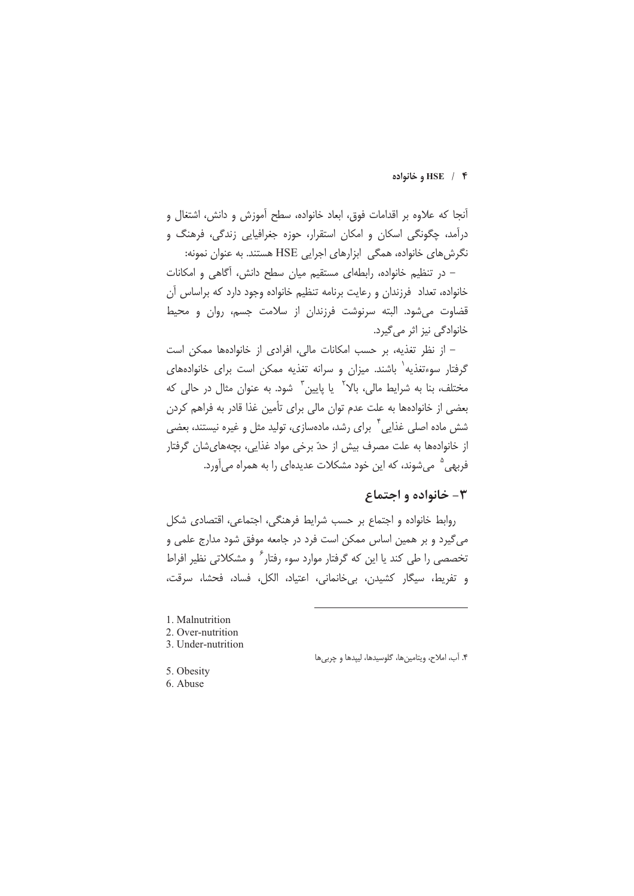آنجا که علاوه بر اقدامات فوق، ابعاد خانواده، سطح آموزش و دانش، اشتغال و درآمد، چگونگی اسکان و امکان استقرار، حوزه جغرافیایی زندگی، فرهنگ و نگرش‌های خانواده، همگی ابزارهای اجرایی HSE هستند. به عنوان نمونه:

– در تنظیم خانواده، رابطه‌ای مستقیم میان سطح دانش، آگاهی و امکانات خانواده، تعداد فرزندان و رعایت برنامه تنظیم خانواده وجود دارد که براساس آن قضاوت می‌شود. البته سرنوشت فرزندان از سلامت جسم، روان و محیط خانوادگی نیز اثر می‌گیرد.

– از نظر تغذیه، بر حسب امکانات مالی، افرادی از خانواده‌ها ممکن است گرفتار سوءتغذیه[1] باشند. میزان و سرانه تغذیه ممکن است برای خانواده‌های مختلف، بنا به شرایط مالی، بالا[2] یا پایین[3] شود. به عنوان مثال در حالی که بعضی از خانواده‌ها به علت عدم توان مالی برای تأمین غذا قادر به فراهم کردن شش ماده اصلی غذایی[4] برای رشد، ماده‌سازی، تولید مثل و غیره نیستند، بعضی از خانواده‌ها به علت مصرف بیش از حدّ برخی مواد غذایی، بچه‌های‌شان گرفتار فربهی[5] می‌شوند، که این خود مشکلات عدیده‌ای را به همراه می‌آورد.

## ۳- خانواده و اجتماع

روابط خانواده و اجتماع بر حسب شرایط فرهنگی، اجتماعی، اقتصادی شکل می‌گیرد و بر همین اساس ممکن است فرد در جامعه موفق شود مدارج علمی و تخصصی را طی کند یا این که گرفتار موارد سوء رفتار[6] و مشکلاتی نظیر افراط و تفریط، سیگار کشیدن، بی‌خانمانی، اعتیاد، الکل، فساد، فحشا، سرقت،

---

1. Malnutrition
2. Over-nutrition
3. Under-nutrition
4. آب، املاح، ویتامین‌ها، گلوسیدها، لیپدها و چربی‌ها
5. Obesity
6. Abuse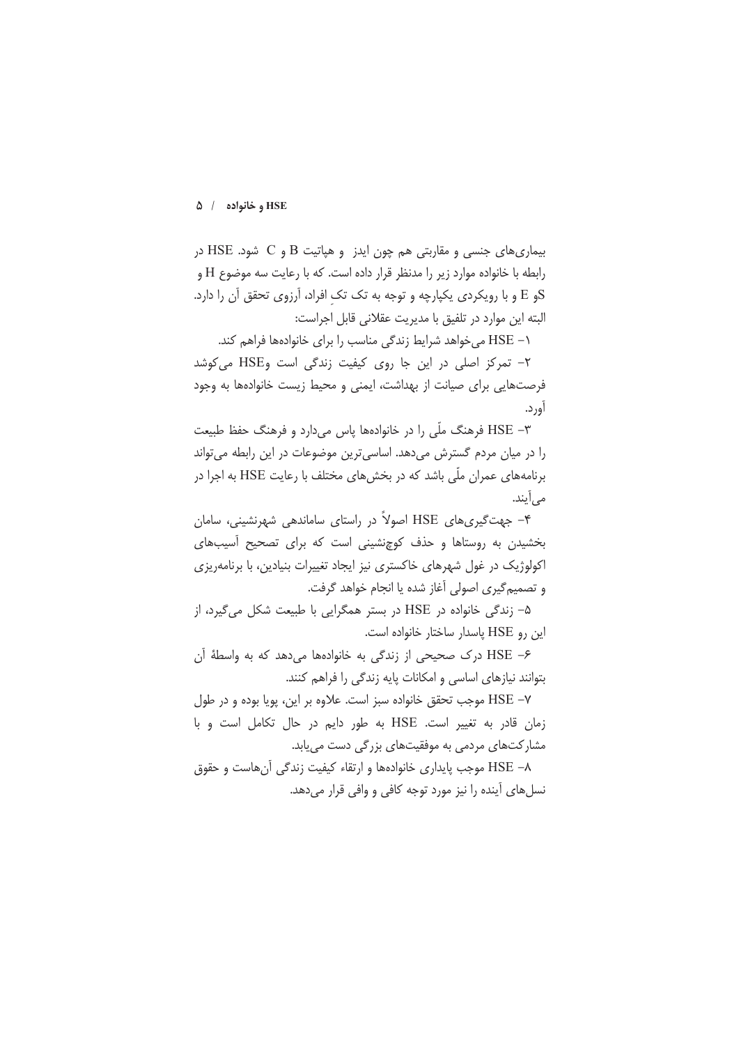بیماری‌های جنسی و مقاربتی هم چون ایدز و هپاتیت B و C شود. HSE در رابطه با خانواده موارد زیر را مدنظر قرار داده است. که با رعایت سه موضوع H و Sو E و با رویکردی یکپارچه و توجه به تک تکِ افراد، آرزوی تحقق آن را دارد. البته این موارد در تلفیق با مدیریت عقلانی قابل اجراست:

۱- HSE می‌خواهد شرایط زندگی مناسب را برای خانواده‌ها فراهم کند.

۲- تمرکز اصلی در این جا روی کیفیت زندگی است وHSE می‌کوشد فرصت‌هایی برای صیانت از بهداشت، ایمنی و محیط زیست خانواده‌ها به وجود آورد.

۳- HSE فرهنگ ملّی را در خانواده‌ها پاس می‌دارد و فرهنگ حفظ طبیعت را در میان مردم گسترش می‌دهد. اساسی‌ترین موضوعات در این رابطه می‌تواند برنامه‌های عمران ملّی باشد که در بخش‌های مختلف با رعایت HSE به اجرا در می‌آیند.

۴- جهت‌گیری‌های HSE اصولاً در راستای ساماندهی شهرنشینی، سامان بخشیدن به روستاها و حذف کوچنشینی است که برای تصحیح آسیب‌های اکولوژیک در غول شهرهای خاکستری نیز ایجاد تغییرات بنیادین، با برنامه‌ریزی و تصمیم‌گیری اصولی آغاز شده یا انجام خواهد گرفت.

۵- زندگی خانواده در HSE در بستر همگرایی با طبیعت شکل می‌گیرد، از این رو HSE پاسدار ساختار خانواده است.

۶- HSE درک صحیحی از زندگی به خانواده‌ها می‌دهد که به واسطهٔ آن بتوانند نیازهای اساسی و امکانات پایه زندگی را فراهم کنند.

۷- HSE موجب تحقق خانواده سبز است. علاوه بر این، پویا بوده و در طول زمان قادر به تغییر است. HSE به طور دایم در حال تکامل است و با مشارکت‌های مردمی به موفقیت‌های بزرگی دست می‌یابد.

۸- HSE موجب پایداری خانواده‌ها و ارتقاء کیفیت زندگی آن‌هاست و حقوق نسل‌های آینده را نیز مورد توجه کافی و وافی قرار می‌دهد.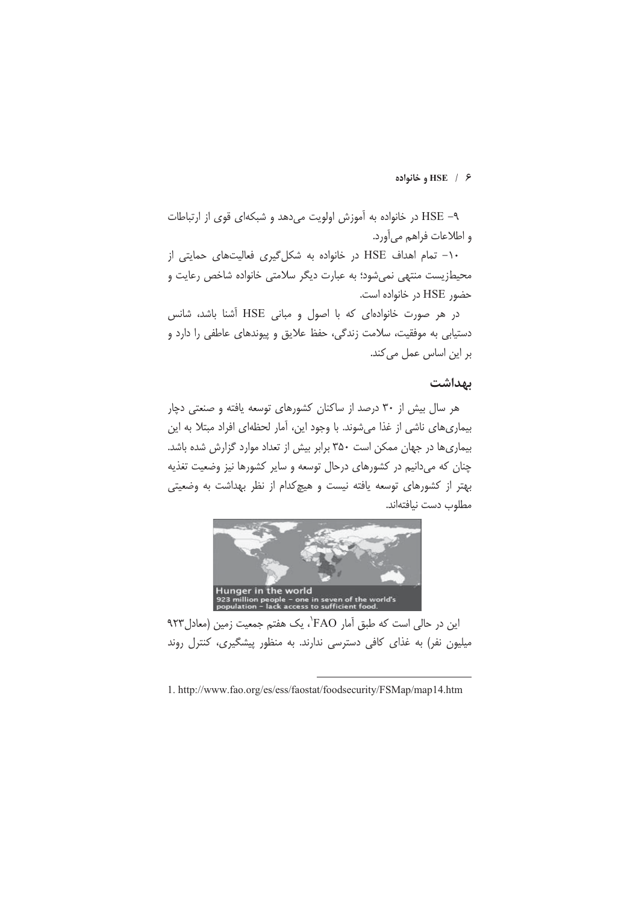۹- HSE در خانواده به آموزش اولویت می‌دهد و شبکه‌ای قوی از ارتباطات و اطلاعات فراهم می‌آورد.

۱۰- تمام اهداف HSE در خانواده به شکل‌گیری فعالیت‌های حمایتی از محیط‌زیست منتهی نمی‌شود؛ به عبارت دیگر سلامتی خانواده شاخص رعایت و حضور HSE در خانواده است.

در هر صورت خانواده‌ای که با اصول و مبانی HSE آشنا باشد، شانس دستیابی به موفقیت، سلامت زندگی، حفظ علایق و پیوندهای عاطفی را دارد و بر این اساس عمل می‌کند.

## بهداشت

هر سال بیش از ۳۰ درصد از ساکنان کشورهای توسعه یافته و صنعتی دچار بیماری‌های ناشی از غذا می‌شوند. با وجود این، آمار لحظه‌ای افراد مبتلا به این بیماری‌ها در جهان ممکن است ۳۵۰ برابر بیش از تعداد موارد گزارش شده باشد. چنان که می‌دانیم در کشورهای درحال توسعه و سایر کشورها نیز وضعیت تغذیه بهتر از کشورهای توسعه یافته نیست و هیچ‌کدام از نظر بهداشت به وضعیتی مطلوب دست نیافته‌اند.

این در حالی است که طبق آمار FAO[1]، یک هفتم جمعیت زمین (معادل۹۲۳ میلیون نفر) به غذای کافی دسترسی ندارند. به منظور پیشگیری، کنترل روند

---

1. http://www.fao.org/es/ess/faostat/foodsecurity/FSMap/map14.htm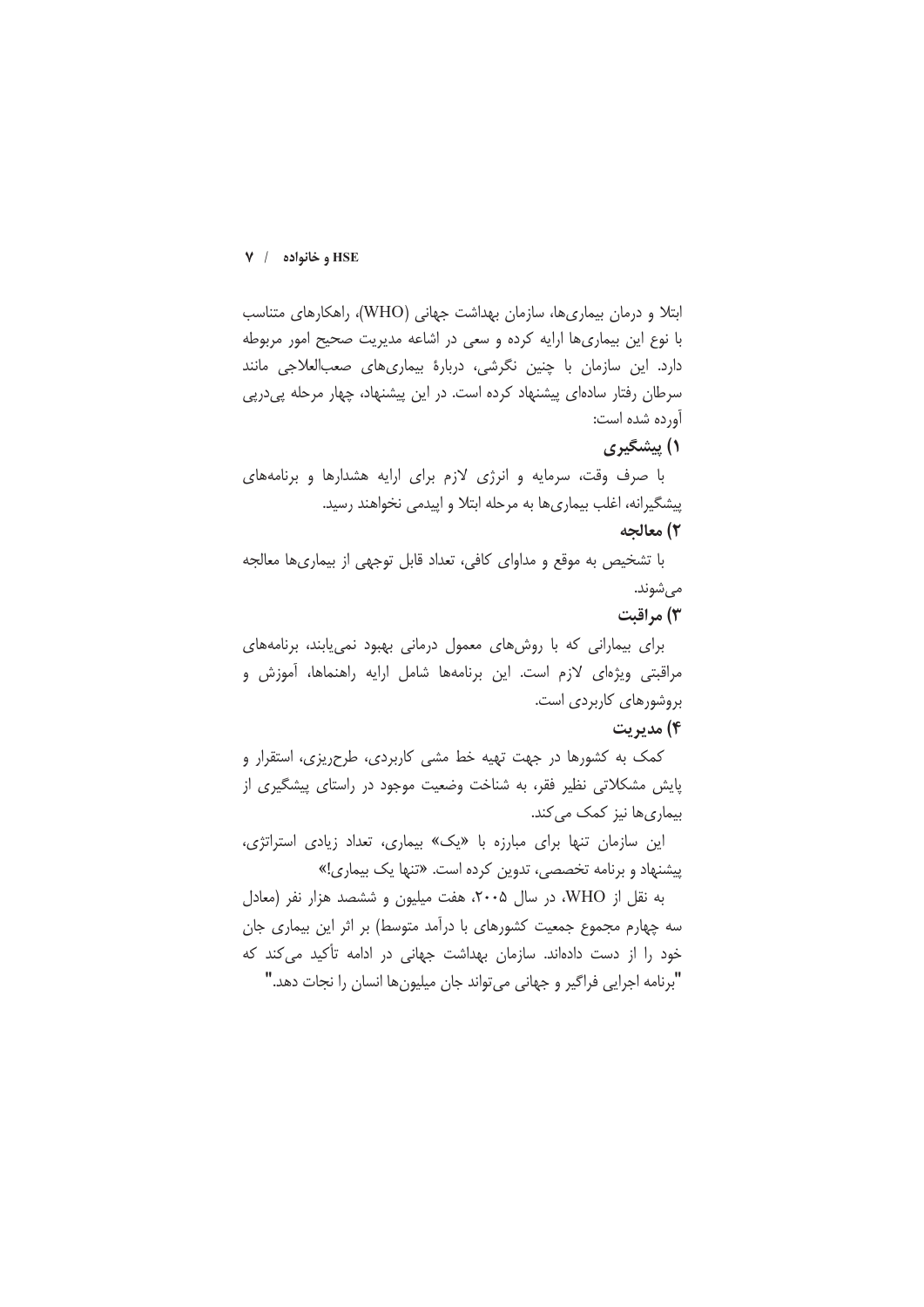ابتلا و درمان بیماری‌ها، سازمان بهداشت جهانی (WHO)، راهکارهای متناسب با نوع این بیماری‌ها ارایه کرده و سعی در اشاعه مدیریت صحیح امور مربوطه دارد. این سازمان با چنین نگرشی، دربارهٔ بیماری‌های صعب‌العلاجی مانند سرطان رفتار ساده‌ای پیشنهاد کرده است. در این پیشنهاد، چهار مرحله پی‌درپی آورده شده است:

### ۱) پیشگیری

با صرف وقت، سرمایه و انرژی لازم برای ارایه هشدارها و برنامه‌های پیشگیرانه، اغلب بیماری‌ها به مرحله ابتلا و اپیدمی نخواهند رسید.

### ۲) معالجه

با تشخیص به موقع و مداوای کافی، تعداد قابل توجهی از بیماری‌ها معالجه می‌شوند.

### ۳) مراقبت

برای بیمارانی که با روش‌های معمول درمانی بهبود نمی‌یابند، برنامه‌های مراقبتی ویژه‌ای لازم است. این برنامه‌ها شامل ارایه راهنماها، آموزش و بروشورهای کاربردی است.

### ۴) مدیریت

کمک به کشورها در جهت تهیه خط مشی کاربردی، طرح‌ریزی، استقرار و پایش مشکلاتی نظیر فقر، به شناخت وضعیت موجود در راستای پیشگیری از بیماری‌ها نیز کمک می‌کند.

این سازمان تنها برای مبارزه با «یک» بیماری، تعداد زیادی استراتژی، پیشنهاد و برنامه تخصصی، تدوین کرده است. «تنها یک بیماری!»

به نقل از WHO، در سال ۲۰۰۵، هفت میلیون و ششصد هزار نفر (معادل سه چهارم مجموع جمعیت کشورهای با درآمد متوسط) بر اثر این بیماری جان خود را از دست داده‌اند. سازمان بهداشت جهانی در ادامه تأکید می‌کند که "برنامه اجرایی فراگیر و جهانی می‌تواند جان میلیون‌ها انسان را نجات دهد."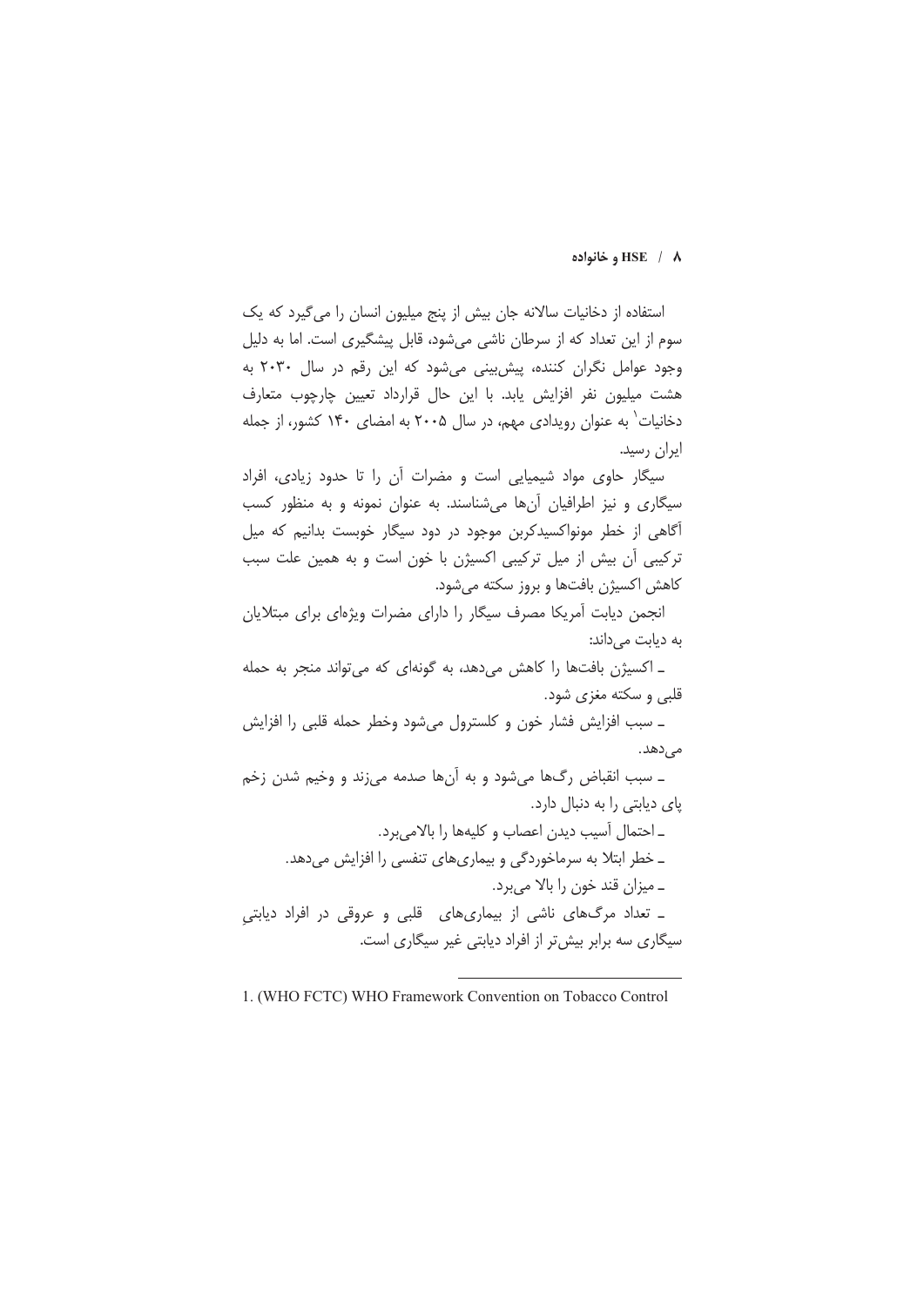استفاده از دخانیات سالانه جان بیش از پنج میلیون انسان را می‌گیرد که یک سوم از این تعداد که از سرطان ناشی می‌شود، قابل پیشگیری است. اما به دلیل وجود عوامل نگران کننده، پیش‌بینی می‌شود که این رقم در سال ۲۰۳۰ به هشت میلیون نفر افزایش یابد. با این حال قرارداد تعیین چارچوب متعارف دخانیات[1] به عنوان رویدادی مهم، در سال ۲۰۰۵ به امضای ۱۴۰ کشور، از جمله ایران رسید.

سیگار حاوی مواد شیمیایی است و مضرات آن را تا حدود زیادی، افراد سیگاری و نیز اطرافیان آن‌ها می‌شناسند. به عنوان نمونه و به منظور کسب آگاهی از خطر مونواکسیدکربن موجود در دود سیگار خوبست بدانیم که میل ترکیبی آن بیش از میل ترکیبی اکسیژن با خون است و به همین علت سبب کاهش اکسیژن بافت‌ها و بروز سکته می‌شود.

انجمن دیابت آمریکا مصرف سیگار را دارای مضرات ویژه‌ای برای مبتلایان به دیابت می‌داند:

- اکسیژن بافت‌ها را کاهش می‌دهد، به گونه‌ای که می‌تواند منجر به حمله قلبی و سکته مغزی شود.
- سبب افزایش فشار خون و کلسترول می‌شود وخطر حمله قلبی را افزایش می‌دهد.
- سبب انقباض رگ‌ها می‌شود و به آن‌ها صدمه می‌زند و وخیم شدن زخم پای دیابتی را به دنبال دارد.
- احتمال آسیب دیدن اعصاب و کلیه‌ها را بالامی‌برد.
- خطر ابتلا به سرماخوردگی و بیماری‌های تنفسی را افزایش می‌دهد.
- میزان قند خون را بالا می‌برد.
- تعداد مرگ‌های ناشی از بیماری‌های قلبی و عروقی در افراد دیابتیِ سیگاری سه برابر بیش‌تر از افراد دیابتی غیر سیگاری است.

---

1. (WHO FCTC) WHO Framework Convention on Tobacco Control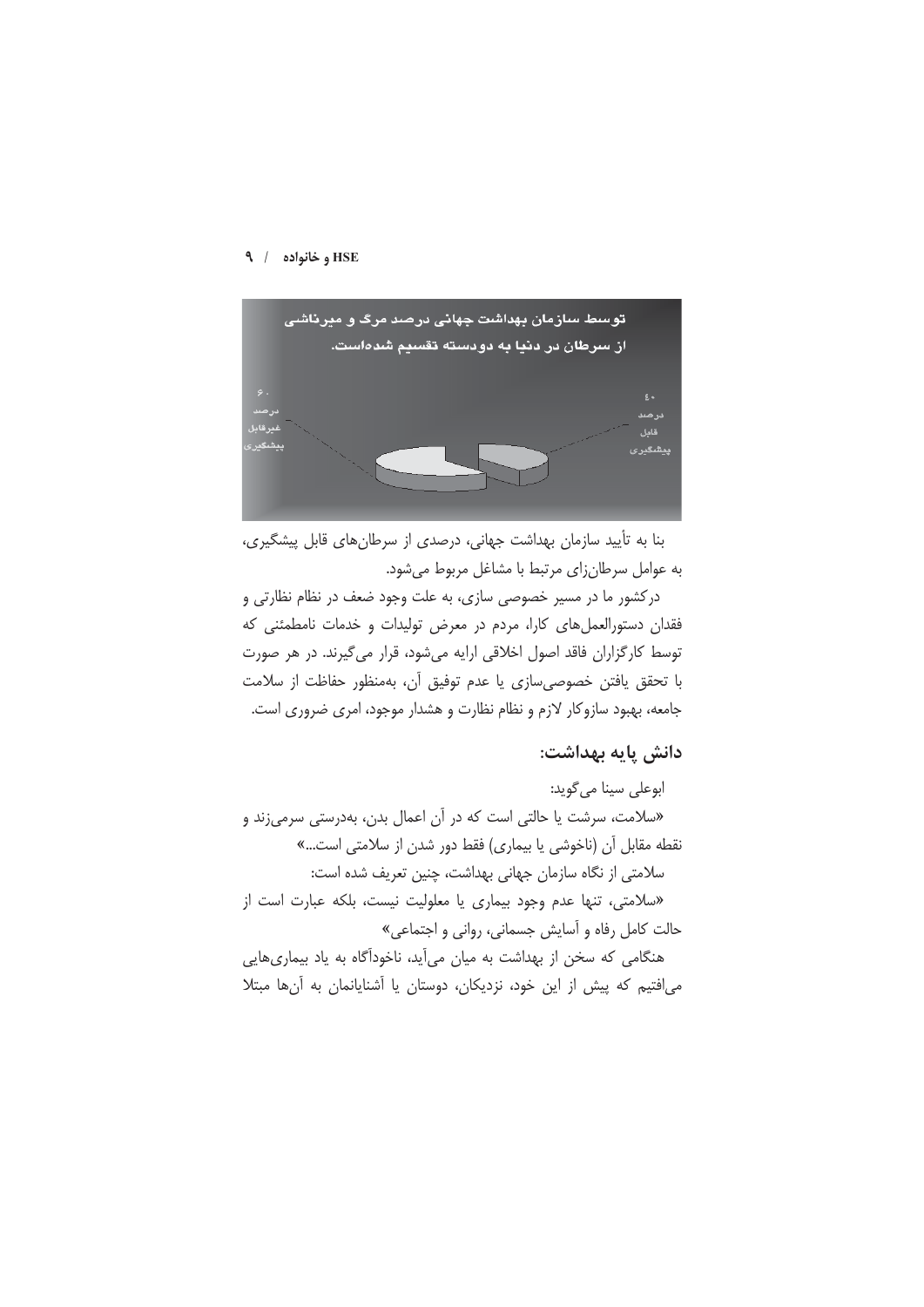توسط سازمان بهداشت جهانی درصد مرگ و میرناشی از سرطان در دنیا به دودسته تقسیم شده‌است.

۶۰ درصد غیرقابل پیشگیری

۴۰ درصد قابل پیشگیری

بنا به تأیید سازمان بهداشت جهانی، درصدی از سرطان‌های قابل پیشگیری، به عوامل سرطان‌زای مرتبط با مشاغل مربوط می‌شود.

درکشور ما در مسیر خصوصی سازی، به علت وجود ضعف در نظام نظارتی و فقدان دستورالعمل‌های کارا، مردم در معرض تولیدات و خدمات نامطمئنی که توسط کارگزاران فاقد اصول اخلاقی ارایه می‌شود، قرار می‌گیرند. در هر صورت با تحقق یافتن خصوصی‌سازی یا عدم توفیق آن، به‌منظور حفاظت از سلامت جامعه، بهبود سازوکار لازم و نظام نظارت و هشدار موجود، امری ضروری است.

## دانش پایه بهداشت:

ابوعلی سینا می‌گوید:

«سلامت، سرشت یا حالتی است که در آن اعمال بدن، به‌درستی سرمی‌زند و نقطه مقابل آن (ناخوشی یا بیماری) فقط دور شدن از سلامتی است...»

سلامتی از نگاه سازمان جهانی بهداشت، چنین تعریف شده است:

«سلامتی، تنها عدم وجود بیماری یا معلولیت نیست، بلکه عبارت است از حالت کامل رفاه و آسایش جسمانی، روانی و اجتماعی»

هنگامی که سخن از بهداشت به میان می‌آید، ناخودآگاه به یاد بیماری‌هایی می‌افتیم که پیش از این خود، نزدیکان، دوستان یا آشنایانمان به آن‌ها مبتلا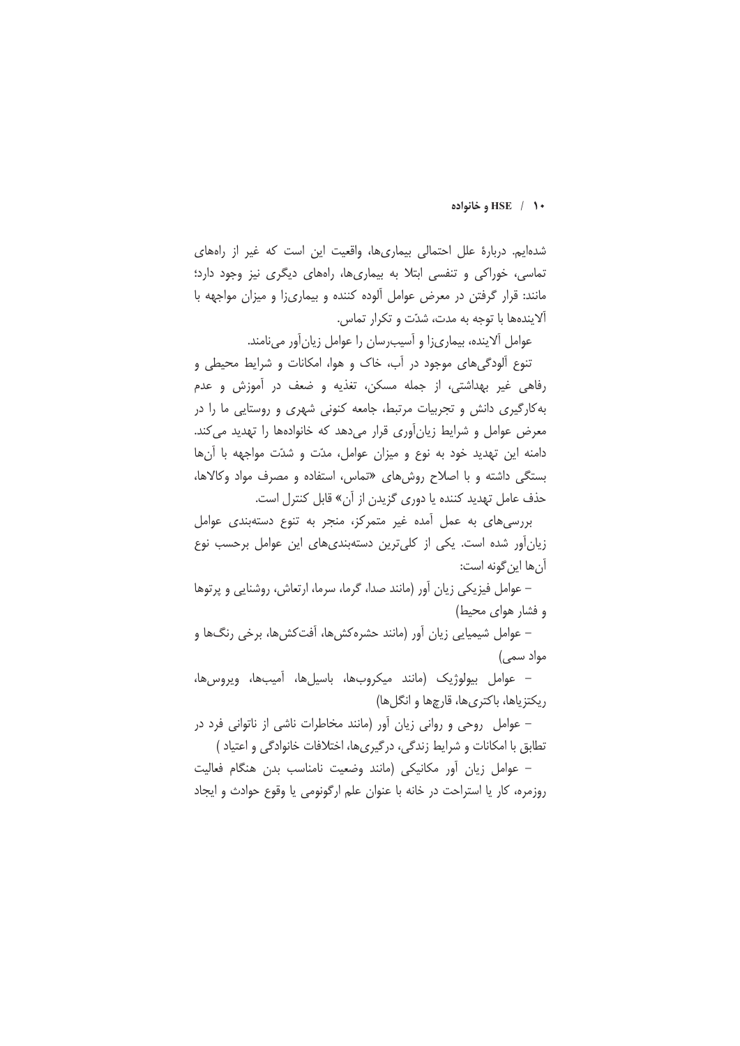شده‌ایم. دربارهٔ علل احتمالی بیماری‌ها، واقعیت این است که غیر از راه‌های تماسی، خوراکی و تنفسی ابتلا به بیماری‌ها، راه‌های دیگری نیز وجود دارد؛ مانند: قرار گرفتن در معرض عوامل آلوده کننده و بیماری‌زا و میزان مواجهه با آلاینده‌ها با توجه به مدت، شدّت و تکرار تماس.

عوامل آلاینده، بیماری‌زا و آسیب‌رسان را عوامل زیان‌آور می‌نامند.

تنوع آلودگی‌های موجود در آب، خاک و هوا، امکانات و شرایط محیطی و رفاهی غیر بهداشتی، از جمله مسکن، تغذیه و ضعف در آموزش و عدم به‌کارگیری دانش و تجربیات مرتبط، جامعه کنونی شهری و روستایی ما را در معرض عوامل و شرایط زیان‌آوری قرار می‌دهد که خانواده‌ها را تهدید می‌کند. دامنه این تهدید خود به نوع و میزان عوامل، مدّت و شدّت مواجهه با آن‌ها بستگی داشته و با اصلاح روش‌های «تماس، استفاده و مصرف مواد وکالاها، حذف عامل تهدید کننده یا دوری گزیدن از آن» قابل کنترل است.

بررسی‌های به عمل آمده غیر متمرکز، منجر به تنوع دسته‌بندی عوامل زیان‌آور شده است. یکی از کلی‌ترین دسته‌بندی‌های این عوامل برحسب نوع آن‌ها این‌گونه است:

– عوامل فیزیکی زیان آور (مانند صدا، گرما، سرما، ارتعاش، روشنایی و پرتوها و فشار هوای محیط)

– عوامل شیمیایی زیان آور (مانند حشره‌کش‌ها، آفت‌کش‌ها، برخی رنگ‌ها و مواد سمی)

– عوامل بیولوژیک (مانند میکروب‌ها، باسیل‌ها، آمیب‌ها، ویروس‌ها، ریکتزیاها، باکتری‌ها، قارچ‌ها و انگل‌ها)

– عوامل روحی و روانی زیان آور (مانند مخاطرات ناشی از ناتوانی فرد در تطابق با امکانات و شرایط زندگی، درگیری‌ها، اختلافات خانوادگی و اعتیاد )

– عوامل زیان آور مکانیکی (مانند وضعیت نامناسب بدن هنگام فعالیت روزمره، کار یا استراحت در خانه با عنوان علم ارگونومی یا وقوع حوادث و ایجاد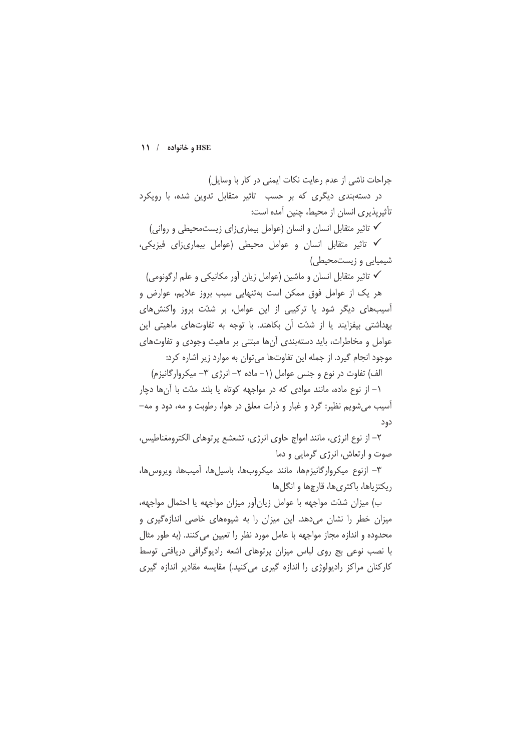جراحات ناشی از عدم رعایت نکات ایمنی در کار با وسایل)

در دسته‌بندی دیگری که بر حسب تاثیر متقابل تدوین شده، با رویکرد تأثیرپذیری انسان از محیط، چنین آمده است:

- ✓ تاثیر متقابل انسان و انسان (عوامل بیماری‌زای زیست‌محیطی و روانی)
- ✓ تاثیر متقابل انسان و عوامل محیطی (عوامل بیماری‌زای فیزیکی، شیمیایی و زیست‌محیطی)
- ✓ تاثیر متقابل انسان و ماشین (عوامل زیان آور مکانیکی و علم ارگونومی)

هر یک از عوامل فوق ممکن است به‌تنهایی سبب بروز علایم، عوارض و آسیب‌های دیگر شود یا ترکیبی از این عوامل، بر شدّت بروز واکنش‌های بهداشتی بیفزایند یا از شدّت آن بکاهند. با توجه به تفاوت‌های ماهیتی این عوامل و مخاطرات، باید دسته‌بندی آن‌ها مبتنی بر ماهیت وجودی و تفاوت‌های موجود انجام گیرد. از جمله این تفاوت‌ها می‌توان به موارد زیر اشاره کرد:

الف) تفاوت در نوع و جنس عوامل (۱– ماده ۲– انرژی ۳– میکروارگانیزم)

۱– از نوع ماده، مانند موادی که در مواجهه کوتاه یا بلند مدّت با آن‌ها دچار آسیب می‌شویم نظیر: گرد و غبار و ذرات معلق در هوا، رطوبت و مه، دود و مه–دود

۲– از نوع انرژی، مانند امواج حاوی انرژی، تشعشع پرتوهای الکترومغناطیس، صوت و ارتعاش، انرژی گرمایی و دما

۳– ازنوع میکروارگانیزم‌ها، مانند میکروب‌ها، باسیل‌ها، آمیب‌ها، ویروس‌ها، ریکتزیاها، باکتری‌ها، قارچ‌ها و انگل‌ها

ب) میزان شدّت مواجهه با عوامل زیان‌آور میزان مواجهه یا احتمال مواجهه، میزان خطر را نشان می‌دهد. این میزان را به شیوه‌های خاصی اندازه‌گیری و محدوده و اندازه مجاز مواجهه با عامل مورد نظر را تعیین می‌کنند. (به طور مثال با نصب نوعی بج روی لباس میزان پرتوهای اشعه رادیوگرافی دریافتی توسط کارکنان مراکز رادیولوژی را اندازه گیری می‌کنید.) مقایسه مقادیر اندازه گیری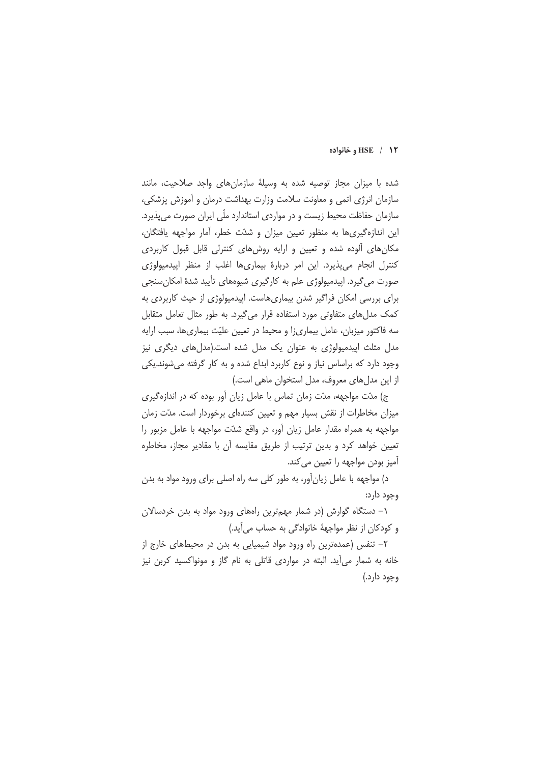شده با میزان مجاز توصیه شده به وسیلهٔ سازمان‌های واجد صلاحیت، مانند سازمان انرژی اتمی و معاونت سلامت وزارت بهداشت درمان و آموزش پزشکی، سازمان حفاظت محیط زیست و در مواردی استاندارد ملّی ایران صورت می‌پذیرد. این اندازه‌گیری‌ها به منظور تعیین میزان و شدّت خطر، آمار مواجهه یافتگان، مکان‌های آلوده شده و تعیین و ارایه روش‌های کنترلی قابل قبول کاربردی کنترل انجام می‌پذیرد. این امر دربارهٔ بیماری‌ها اغلب از منظر اپیدمیولوژی صورت می‌گیرد. اپیدمیولوژی علم به کارگیری شیوه‌های تأیید شدهٔ امکان‌سنجی برای بررسی امکان فراگیر شدن بیماری‌هاست. اپیدمیولوژی از حیث کاربردی به کمک مدل‌های متفاوتی مورد استفاده قرار می‌گیرد. به طور مثال تعامل متقابل سه فاکتور میزبان، عامل بیماری‌زا و محیط در تعیین علیّت بیماری‌ها، سبب ارایه مدل مثلث اپیدمیولوژی به عنوان یک مدل شده است.(مدل‌های دیگری نیز وجود دارد که براساس نیاز و نوع کاربرد ابداع شده و به کار گرفته می‌شوند.یکی از این مدل‌های معروف، مدل استخوان ماهی است.)

ج) مدّت مواجهه، مدّت زمان تماس با عامل زیان آور بوده که در اندازه‌گیری میزان مخاطرات از نقش بسیار مهم و تعیین کننده‌ای برخوردار است. مدّت زمان مواجهه به همراه مقدار عامل زیان آور، در واقع شدّت مواجهه با عامل مزبور را تعیین خواهد کرد و بدین ترتیب از طریق مقایسه آن با مقادیر مجاز، مخاطره آمیز بودن مواجهه را تعیین می‌کند.

د) مواجهه با عامل زیان‌آور، به طور کلی سه راه اصلی برای ورود مواد به بدن وجود دارد:

۱- دستگاه گوارش (در شمار مهم‌ترین راه‌های ورود مواد به بدن خردسالان و کودکان از نظر مواجههٔ خانوادگی به حساب می‌آید.)

۲- تنفس (عمده‌ترین راه ورود مواد شیمیایی به بدن در محیط‌های خارج از خانه به شمار می‌آید. البته در مواردی قاتلی به نام گاز و مونواکسید کربن نیز وجود دارد.)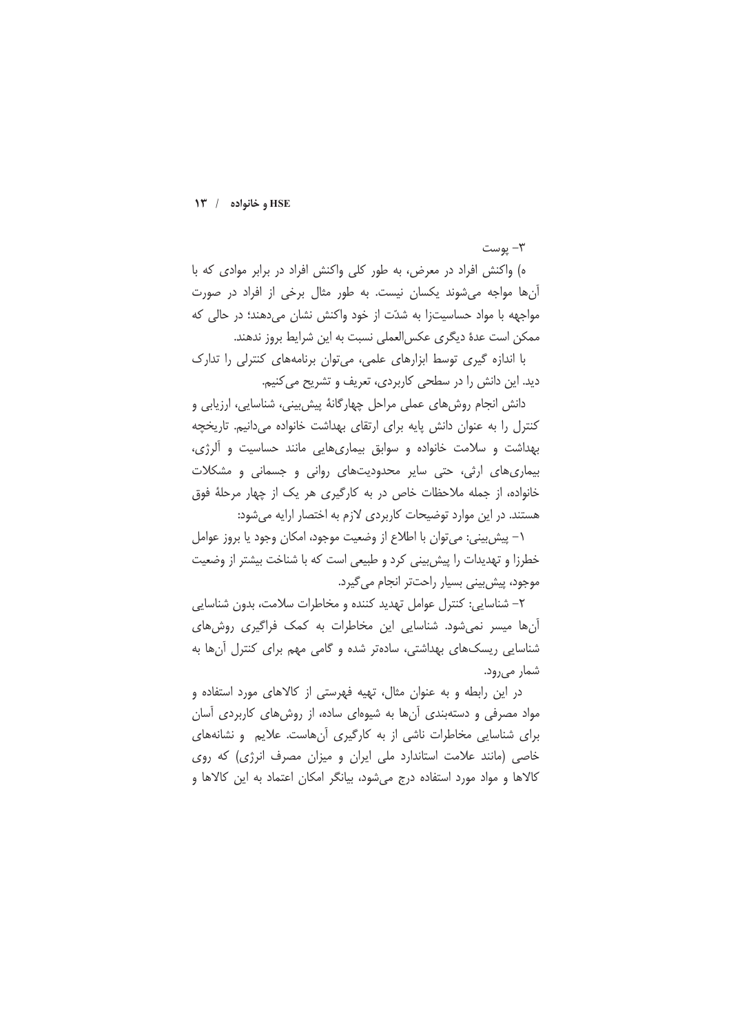۳- پوست

ه) واکنش افراد در معرض، به طور کلی واکنش افراد در برابر موادی که با آن‌ها مواجه می‌شوند یکسان نیست. به طور مثال برخی از افراد در صورت مواجهه با مواد حساسیت‌زا به شدّت از خود واکنش نشان می‌دهند؛ در حالی که ممکن است عدهٔ دیگری عکس‌العملی نسبت به این شرایط بروز ندهند.

با اندازه گیری توسط ابزارهای علمی، می‌توان برنامه‌های کنترلی را تدارک دید. این دانش را در سطحی کاربردی، تعریف و تشریح می‌کنیم.

دانش انجام روش‌های عملی مراحل چهارگانهٔ پیش‌بینی، شناسایی، ارزیابی و کنترل را به عنوان دانش پایه برای ارتقای بهداشت خانواده می‌دانیم. تاریخچه بهداشت و سلامت خانواده و سوابق بیماری‌هایی مانند حساسیت و آلرژی، بیماری‌های ارثی، حتی سایر محدودیت‌های روانی و جسمانی و مشکلات خانواده، از جمله ملاحظات خاص در به کارگیری هر یک از چهار مرحلهٔ فوق هستند. در این موارد توضیحات کاربردی لازم به اختصار ارایه می‌شود:

۱- پیش‌بینی: می‌توان با اطلاع از وضعیت موجود، امکان وجود یا بروز عوامل خطرزا و تهدیدات را پیش‌بینی کرد و طبیعی است که با شناخت بیشتر از وضعیت موجود، پیش‌بینی بسیار راحت‌تر انجام می‌گیرد.

۲- شناسایی: کنترل عوامل تهدید کننده و مخاطرات سلامت، بدون شناسایی آن‌ها میسر نمی‌شود. شناسایی این مخاطرات به کمک فراگیری روش‌های شناسایی ریسک‌های بهداشتی، ساده‌تر شده و گامی مهم برای کنترل آن‌ها به شمار می‌رود.

در این رابطه و به عنوان مثال، تهیه فهرستی از کالاهای مورد استفاده و مواد مصرفی و دسته‌بندی آن‌ها به شیوه‌ای ساده، از روش‌های کاربردی آسان برای شناسایی مخاطرات ناشی از به کارگیری آن‌هاست. علایم و نشانه‌های خاصی (مانند علامت استاندارد ملی ایران و میزان مصرف انرژی) که روی کالاها و مواد مورد استفاده درج می‌شود، بیانگر امکان اعتماد به این کالاها و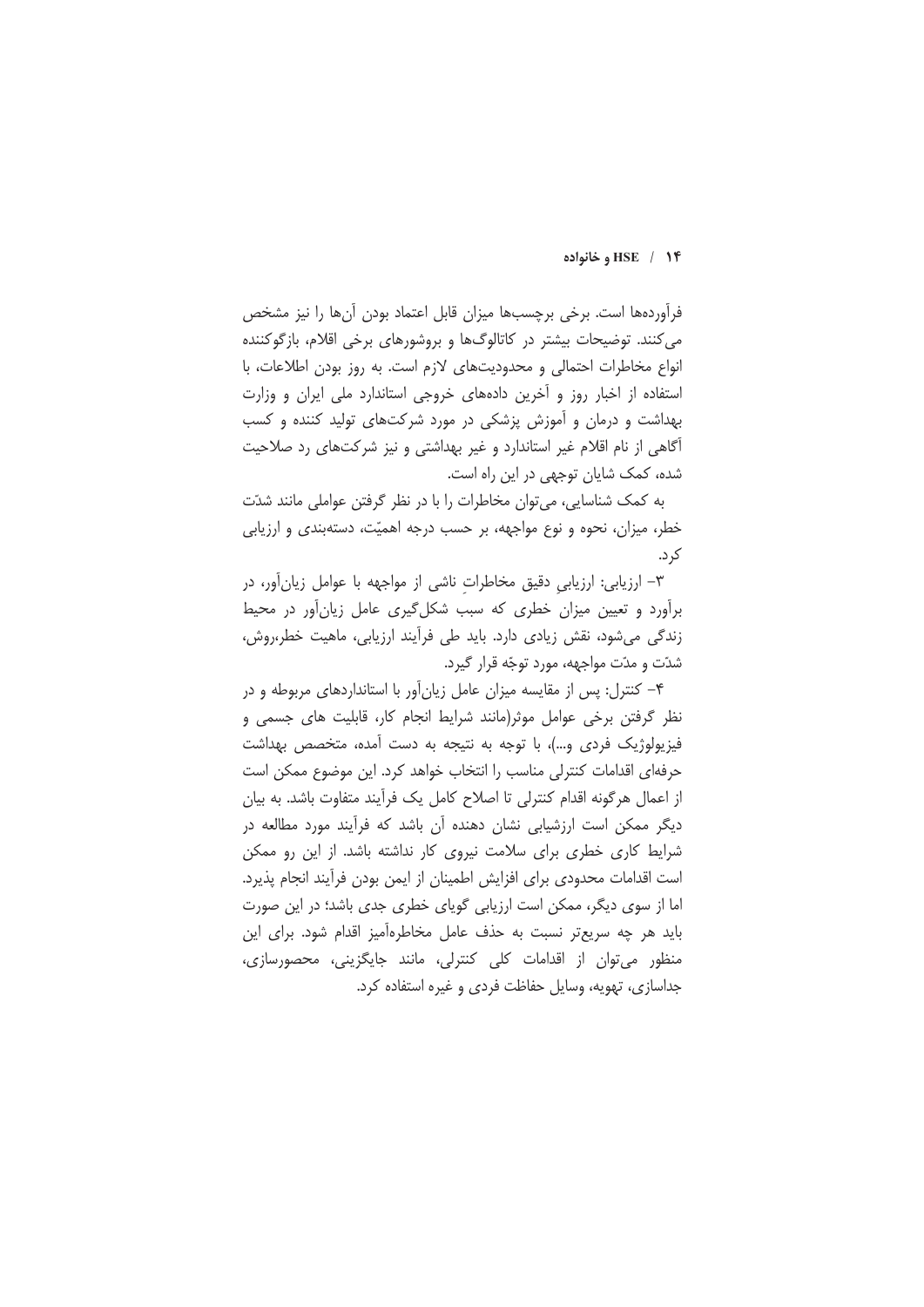فرآورده‌ها است. برخی برچسب‌ها میزان قابل اعتماد بودن آن‌ها را نیز مشخص می‌کنند. توضیحات بیشتر در کاتالوگ‌ها و بروشورهای برخی اقلام، بازگوکننده انواع مخاطرات احتمالی و محدودیت‌های لازم است. به روز بودن اطلاعات، با استفاده از اخبار روز و آخرین داده‌های خروجی استاندارد ملی ایران و وزارت بهداشت و درمان و آموزش پزشکی در مورد شرکت‌های تولید کننده و کسب آگاهی از نام اقلام غیر استاندارد و غیر بهداشتی و نیز شرکت‌های رد صلاحیت شده، کمک شایان توجهی در این راه است.

به کمک شناسایی، می‌توان مخاطرات را با در نظر گرفتن عواملی مانند شدّت خطر، میزان، نحوه و نوع مواجهه، بر حسب درجه اهمیّت، دسته‌بندی و ارزیابی کرد.

۳- ارزیابی: ارزیابیِ دقیق مخاطراتِ ناشی از مواجهه با عوامل زیان‌آور، در برآورد و تعیین میزان خطری که سبب شکل‌گیری عامل زیان‌آور در محیط زندگی می‌شود، نقش زیادی دارد. باید طی فرآیند ارزیابی، ماهیت خطر،روش، شدّت و مدّت مواجهه، مورد توجّه قرار گیرد.

۴- کنترل: پس از مقایسه میزان عامل زیان‌آور با استانداردهای مربوطه و در نظر گرفتن برخی عوامل موثر(مانند شرایط انجام کار، قابلیت های جسمی و فیزیولوژیک فردی و...)، با توجه به نتیجه به دست آمده، متخصص بهداشت حرفه‌ای اقدامات کنترلی مناسب را انتخاب خواهد کرد. این موضوع ممکن است از اعمال هرگونه اقدام کنترلی تا اصلاح کامل یک فرآیند متفاوت باشد. به بیان دیگر ممکن است ارزشیابی نشان دهنده آن باشد که فرآیند مورد مطالعه در شرایط کاری خطری برای سلامت نیروی کار نداشته باشد. از این رو ممکن است اقدامات محدودی برای افزایش اطمینان از ایمن بودن فرآیند انجام پذیرد. اما از سوی دیگر، ممکن است ارزیابی گویای خطری جدی باشد؛ در این صورت باید هر چه سریع‌تر نسبت به حذف عامل مخاطره‌آمیز اقدام شود. برای این منظور می‌توان از اقدامات کلی کنترلی، مانند جایگزینی، محصورسازی، جداسازی، تهویه، وسایل حفاظت فردی و غیره استفاده کرد.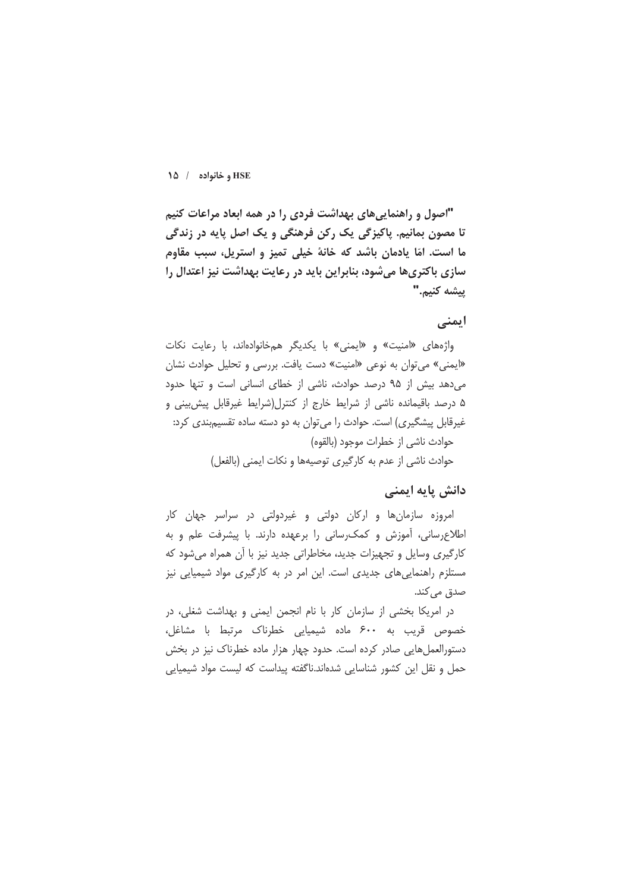**"اصول و راهنمایی‌های بهداشت فردی را در همه ابعاد مراعات کنیم تا مصون بمانیم. پاکیزگی یک رکن فرهنگی و یک اصل پایه در زندگی ما است. امّا یادمان باشد که خانهٔ خیلی تمیز و استریل، سبب مقاوم سازی باکتری‌ها می‌شود، بنابراین باید در رعایت بهداشت نیز اعتدال را پیشه کنیم."**

## ایمنی

واژه‌های «امنیت» و «ایمنی» با یکدیگر هم‌خانواده‌اند، با رعایت نکات «ایمنی» می‌توان به نوعی «امنیت» دست یافت. بررسی و تحلیل حوادث نشان می‌دهد بیش از ۹۵ درصد حوادث، ناشی از خطای انسانی است و تنها حدود ۵ درصد باقیمانده ناشی از شرایط خارج از کنترل(شرایط غیرقابل پیش‌بینی و غیرقابل پیشگیری) است. حوادث را می‌توان به دو دسته ساده تقسیم‌بندی کرد:

حوادث ناشی از خطرات موجود (بالقوه)

حوادث ناشی از عدم به کارگیری توصیه‌ها و نکات ایمنی (بالفعل)

## دانش پایه ایمنی

امروزه سازمان‌ها و ارکان دولتی و غیردولتی در سراسر جهان کار اطلاع‌رسانی، آموزش و کمک‌رسانی را برعهده دارند. با پیشرفت علم و به کارگیری وسایل و تجهیزات جدید، مخاطراتی جدید نیز با آن همراه می‌شود که مستلزم راهنمایی‌های جدیدی است. این امر در به کارگیری مواد شیمیایی نیز صدق می‌کند.

در امریکا بخشی از سازمان کار با نام انجمن ایمنی و بهداشت شغلی، در خصوص قریب به ۶۰۰ ماده شیمیایی خطرناک مرتبط با مشاغل، دستورالعمل‌هایی صادر کرده است. حدود چهار هزار ماده خطرناک نیز در بخش حمل و نقل این کشور شناسایی شده‌اند.ناگفته پیداست که لیست مواد شیمیایی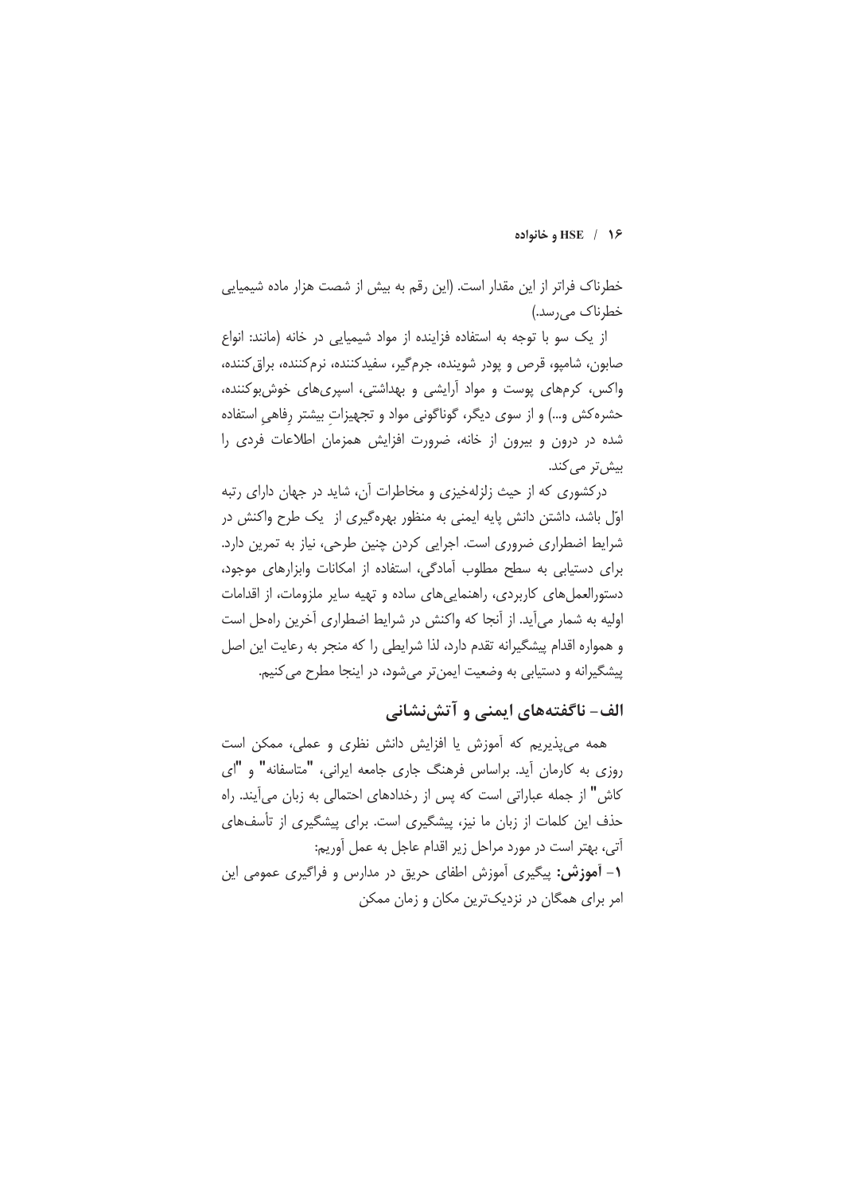خطرناک فراتر از این مقدار است. (این رقم به بیش از شصت هزار ماده شیمیایی خطرناک می‌رسد.)

از یک سو با توجه به استفاده فزاینده از مواد شیمیایی در خانه (مانند: انواع صابون، شامپو، قرص و پودر شوینده، جرم‌گیر، سفیدکننده، نرم‌کننده، براق‌کننده، واکس، کرم‌های پوست و مواد آرایشی و بهداشتی، اسپری‌های خوش‌بوکننده، حشره‌کش و...) و از سوی دیگر، گوناگونی مواد و تجهیزاتِ بیشتر رِفاهیِ استفاده شده در درون و بیرون از خانه، ضرورت افزایش همزمان اطلاعات فردی را بیش‌تر می‌کند.

درکشوری که از حیث زلزله‌خیزی و مخاطرات آن، شاید در جهان دارای رتبه اوّل باشد، داشتن دانش پایه ایمنی به منظور بهره‌گیری از یک طرح واکنش در شرایط اضطراری ضروری است. اجرایی کردن چنین طرحی، نیاز به تمرین دارد. برای دستیابی به سطح مطلوب آمادگی، استفاده از امکانات وابزارهای موجود، دستورالعمل‌های کاربردی، راهنمایی‌های ساده و تهیه سایر ملزومات، از اقدامات اولیه به شمار می‌آید. از آنجا که واکنش در شرایط اضطراری آخرین راه‌حل است و همواره اقدام پیشگیرانه تقدم دارد، لذا شرایطی را که منجر به رعایت این اصل پیشگیرانه و دستیابی به وضعیت ایمن‌تر می‌شود، در اینجا مطرح می‌کنیم.

## الف- ناگفته‌های ایمنی و آتش‌نشانی

همه می‌پذیریم که آموزش یا افزایش دانش نظری و عملی، ممکن است روزی به کارمان آید. براساس فرهنگ جاری جامعه ایرانی، "متاسفانه" و "ای کاش" از جمله عباراتی است که پس از رخدادهای احتمالی به زبان می‌آیند. راه حذف این کلمات از زبان ما نیز، پیشگیری است. برای پیشگیری از تأسف‌های آتی، بهتر است در مورد مراحل زیر اقدام عاجل به عمل آوریم:

۱- **آموزش:** پیگیری آموزش اطفای حریق در مدارس و فراگیری عمومی این امر برای همگان در نزدیک‌ترین مکان و زمان ممکن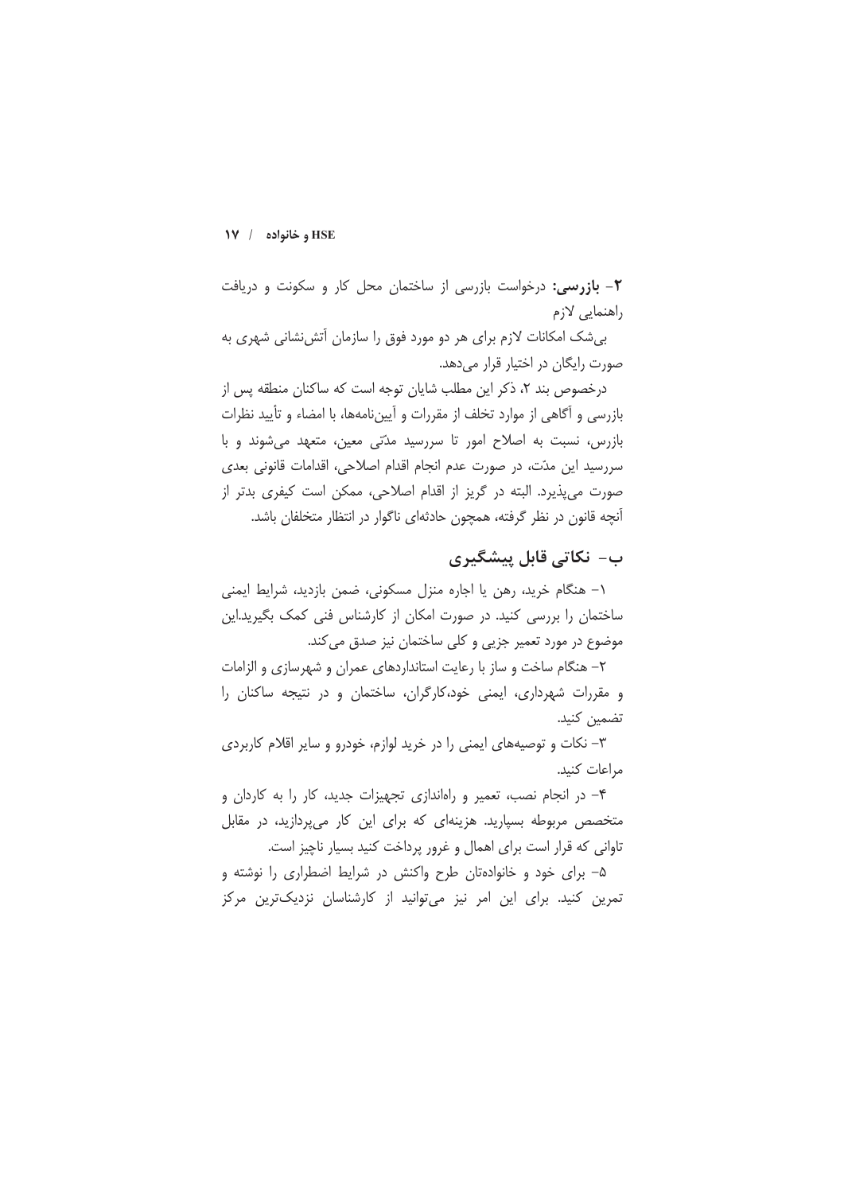۲- **بازرسی:** درخواست بازرسی از ساختمان محل کار و سکونت و دریافت راهنمایی لازم

بی‌شک امکانات لازم برای هر دو مورد فوق را سازمان آتش‌نشانی شهری به صورت رایگان در اختیار قرار می‌دهد.

درخصوص بند ۲، ذکر این مطلب شایان توجه است که ساکنان منطقه پس از بازرسی و آگاهی از موارد تخلف از مقررات و آیین‌نامه‌ها، با امضاء و تأیید نظرات بازرس، نسبت به اصلاح امور تا سررسید مدّتی معین، متعهد می‌شوند و با سررسید این مدّت، در صورت عدم انجام اقدام اصلاحی، اقدامات قانونی بعدی صورت می‌پذیرد. البته در گریز از اقدام اصلاحی، ممکن است کیفری بدتر از آنچه قانون در نظر گرفته، همچون حادثه‌ای ناگوار در انتظار متخلفان باشد.

## ب- نکاتی قابل پیشگیری

۱- هنگام خرید، رهن یا اجاره منزل مسکونی، ضمن بازدید، شرایط ایمنی ساختمان را بررسی کنید. در صورت امکان از کارشناس فنی کمک بگیرید.این موضوع در مورد تعمیر جزیی و کلی ساختمان نیز صدق می‌کند.

۲- هنگام ساخت و ساز با رعایت استانداردهای عمران و شهرسازی و الزامات و مقررات شهرداری، ایمنی خود،کارگران، ساختمان و در نتیجه ساکنان را تضمین کنید.

۳- نکات و توصیه‌های ایمنی را در خرید لوازم، خودرو و سایر اقلام کاربردی مراعات کنید.

۴- در انجام نصب، تعمیر و راه‌اندازی تجهیزات جدید، کار را به کاردان و متخصص مربوطه بسپارید. هزینه‌ای که برای این کار می‌پردازید، در مقابل تاوانی که قرار است برای اهمال و غرور پرداخت کنید بسیار ناچیز است.

۵- برای خود و خانواده‌تان طرح واکنش در شرایط اضطراری را نوشته و تمرین کنید. برای این امر نیز می‌توانید از کارشناسان نزدیک‌ترین مرکز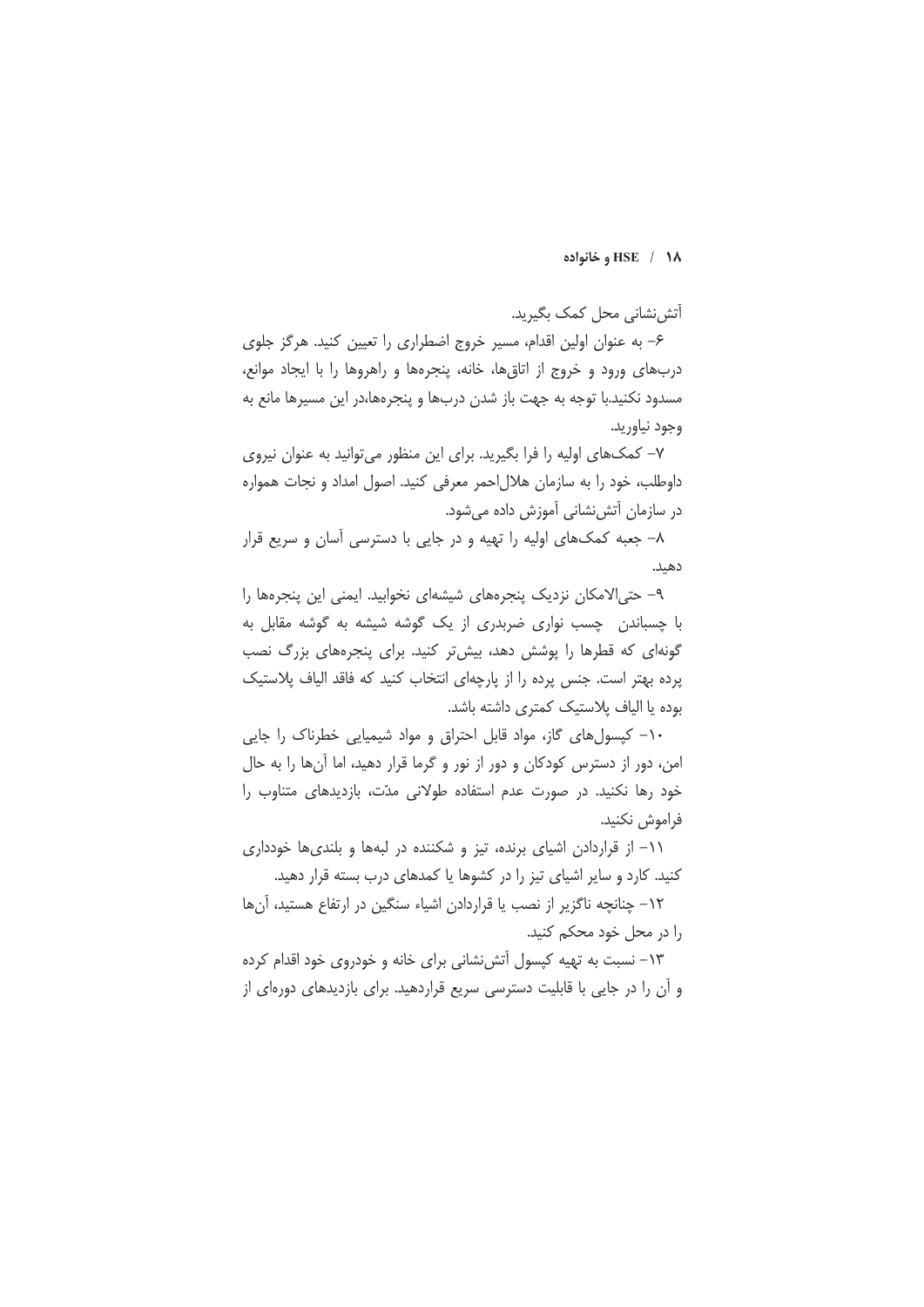آتش‌نشانی محل کمک بگیرید.

۶- به عنوان اولین اقدام، مسیر خروج اضطراری را تعیین کنید. هرگز جلوی درب‌های ورود و خروج از اتاق‌ها، خانه، پنجره‌ها و راهروها را با ایجاد موانع، مسدود نکنید.با توجه به جهت باز شدن درب‌ها و پنجره‌ها،در این مسیرها مانع به وجود نیاورید.

۷- کمک‌های اولیه را فرا بگیرید. برای این منظور می‌توانید به عنوان نیروی داوطلب، خود را به سازمان هلال‌احمر معرفی کنید. اصول امداد و نجات همواره در سازمان آتش‌نشانی آموزش داده می‌شود.

۸- جعبه کمک‌های اولیه را تهیه و در جایی با دسترسی آسان و سریع قرار دهید.

۹- حتی‌الامکان نزدیک پنجره‌های شیشه‌ای نخوابید. ایمنی این پنجره‌ها را با چسباندن چسب نواری ضربدری از یک گوشه شیشه به گوشه مقابل به گونه‌ای که قطرها را پوشش دهد، بیش‌تر کنید. برای پنجره‌های بزرگ نصب پرده بهتر است. جنس پرده را از پارچه‌ای انتخاب کنید که فاقد الیاف پلاستیک بوده یا الیاف پلاستیک کمتری داشته باشد.

۱۰- کپسول‌های گاز، مواد قابل احتراق و مواد شیمیایی خطرناک را جایی امن، دور از دسترس کودکان و دور از نور و گرما قرار دهید، اما آن‌ها را به حال خود رها نکنید. در صورت عدم استفاده طولانی مدّت، بازدیدهای متناوب را فراموش نکنید.

۱۱- از قراردادن اشیای برنده، تیز و شکننده در لبه‌ها و بلندی‌ها خودداری کنید. کارد و سایر اشیای تیز را در کشوها یا کمدهای درب بسته قرار دهید.

۱۲- چنانچه ناگزیر از نصب یا قراردادن اشیاء سنگین در ارتفاع هستید، آن‌ها را در محل خود محکم کنید.

۱۳- نسبت به تهیه کپسول آتش‌نشانی برای خانه و خودروی خود اقدام کرده و آن را در جایی با قابلیت دسترسی سریع قراردهید. برای بازدیدهای دوره‌ای از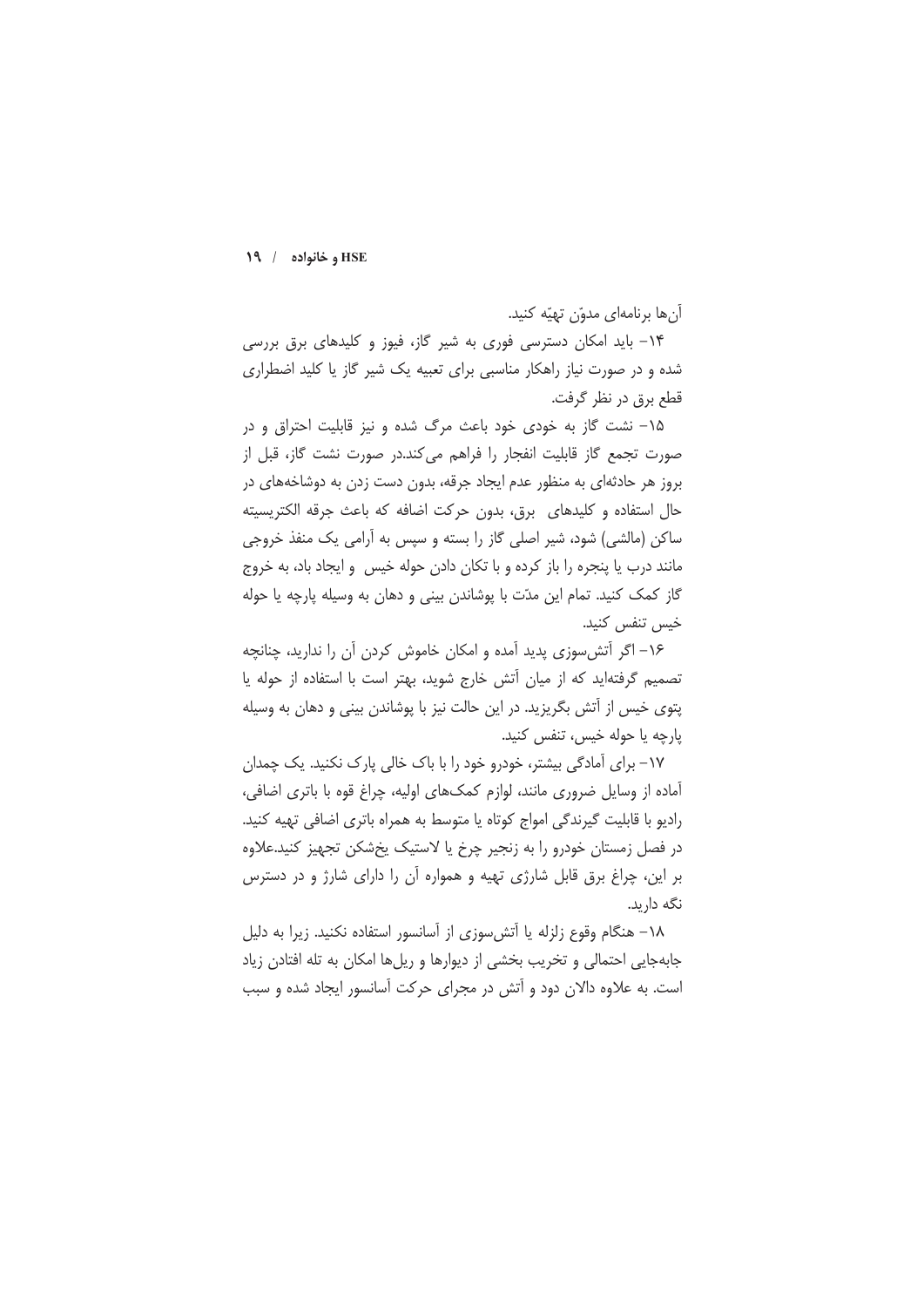آن‌ها برنامه‌ای مدوّن تهیّه کنید.

۱۴- باید امکان دسترسی فوری به شیر گاز، فیوز و کلیدهای برق بررسی شده و در صورت نیاز راهکار مناسبی برای تعبیه یک شیر گاز یا کلید اضطراری قطع برق در نظر گرفت.

۱۵- نشت گاز به خودی خود باعث مرگ شده و نیز قابلیت احتراق و در صورت تجمع گاز قابلیت انفجار را فراهم می‌کند.در صورت نشت گاز، قبل از بروز هر حادثه‌ای به منظور عدم ایجاد جرقه، بدون دست زدن به دوشاخه‌های در حال استفاده و کلیدهای برق، بدون حرکت اضافه که باعث جرقه الکتریسیته ساکن (مالشی) شود، شیر اصلی گاز را بسته و سپس به آرامی یک منفذ خروجی مانند درب یا پنجره را باز کرده و با تکان دادن حوله خیس و ایجاد باد، به خروج گاز کمک کنید. تمام این مدّت با پوشاندن بینی و دهان به وسیله پارچه یا حوله خیس تنفس کنید.

۱۶- اگر آتش‌سوزی پدید آمده و امکان خاموش کردن آن را ندارید، چنانچه تصمیم گرفته‌اید که از میان آتش خارج شوید، بهتر است با استفاده از حوله یا پتوی خیس از آتش بگریزید. در این حالت نیز با پوشاندن بینی و دهان به وسیله پارچه یا حوله خیس، تنفس کنید.

۱۷- برای آمادگی بیشتر، خودرو خود را با باک خالی پارک نکنید. یک چمدان آماده از وسایل ضروری مانند، لوازم کمک‌های اولیه، چراغ قوه با باتری اضافی، رادیو با قابلیت گیرندگی امواج کوتاه یا متوسط به همراه باتری اضافی تهیه کنید. در فصل زمستان خودرو را به زنجیر چرخ یا لاستیک یخ‌شکن تجهیز کنید.علاوه بر این، چراغ برق قابل شارژی تهیه و همواره آن را دارای شارژ و در دسترس نگه دارید.

۱۸- هنگام وقوع زلزله یا آتش‌سوزی از آسانسور استفاده نکنید. زیرا به دلیل جابه‌جایی احتمالی و تخریب بخشی از دیوارها و ریل‌ها امکان به تله افتادن زیاد است. به علاوه دالان دود و آتش در مجرای حرکت آسانسور ایجاد شده و سبب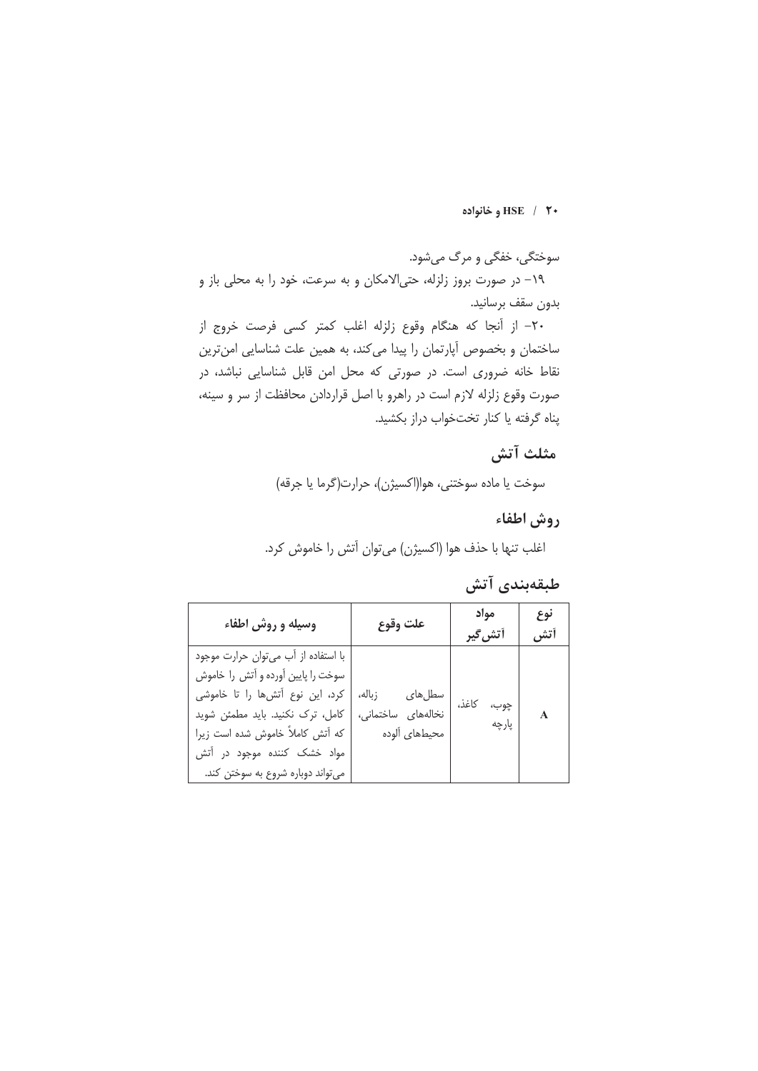سوختگی، خفگی و مرگ می‌شود.

۱۹- در صورت بروز زلزله، حتی‌الامکان و به سرعت، خود را به محلی باز و بدون سقف برسانید.

۲۰- از آنجا که هنگام وقوع زلزله اغلب کمتر کسی فرصت خروج از ساختمان و بخصوص آپارتمان را پیدا می‌کند، به همین علت شناسایی امن‌ترین نقاط خانه ضروری است. در صورتی که محل امن قابل شناسایی نباشد، در صورت وقوع زلزله لازم است در راهرو با اصل قراردادن محافظت از سر و سینه، پناه گرفته یا کنار تختخواب دراز بکشید.

## مثلث آتش

سوخت یا ماده سوختنی، هوا(اکسیژن)، حرارت(گرما یا جرقه)

## روش اطفاء

اغلب تنها با حذف هوا (اکسیژن) می‌توان آتش را خاموش کرد.

## طبقه‌بندی آتش

| نوع آتش | مواد آتش‌گیر | علت وقوع | وسیله و روش اطفاء |
|---|---|---|---|
| A | چوب، کاغذ، پارچه | سطل‌های زباله، نخاله‌های ساختمانی، محیط‌های آلوده | با استفاده از آب می‌توان حرارت موجود سوخت را پایین آورده و آتش را خاموش کرد، این نوع آتش‌ها را تا خاموشی کامل، ترک نکنید. باید مطمئن شوید که آتش کاملاً خاموش شده است زیرا مواد خشک کننده موجود در آتش می‌تواند دوباره شروع به سوختن کند. |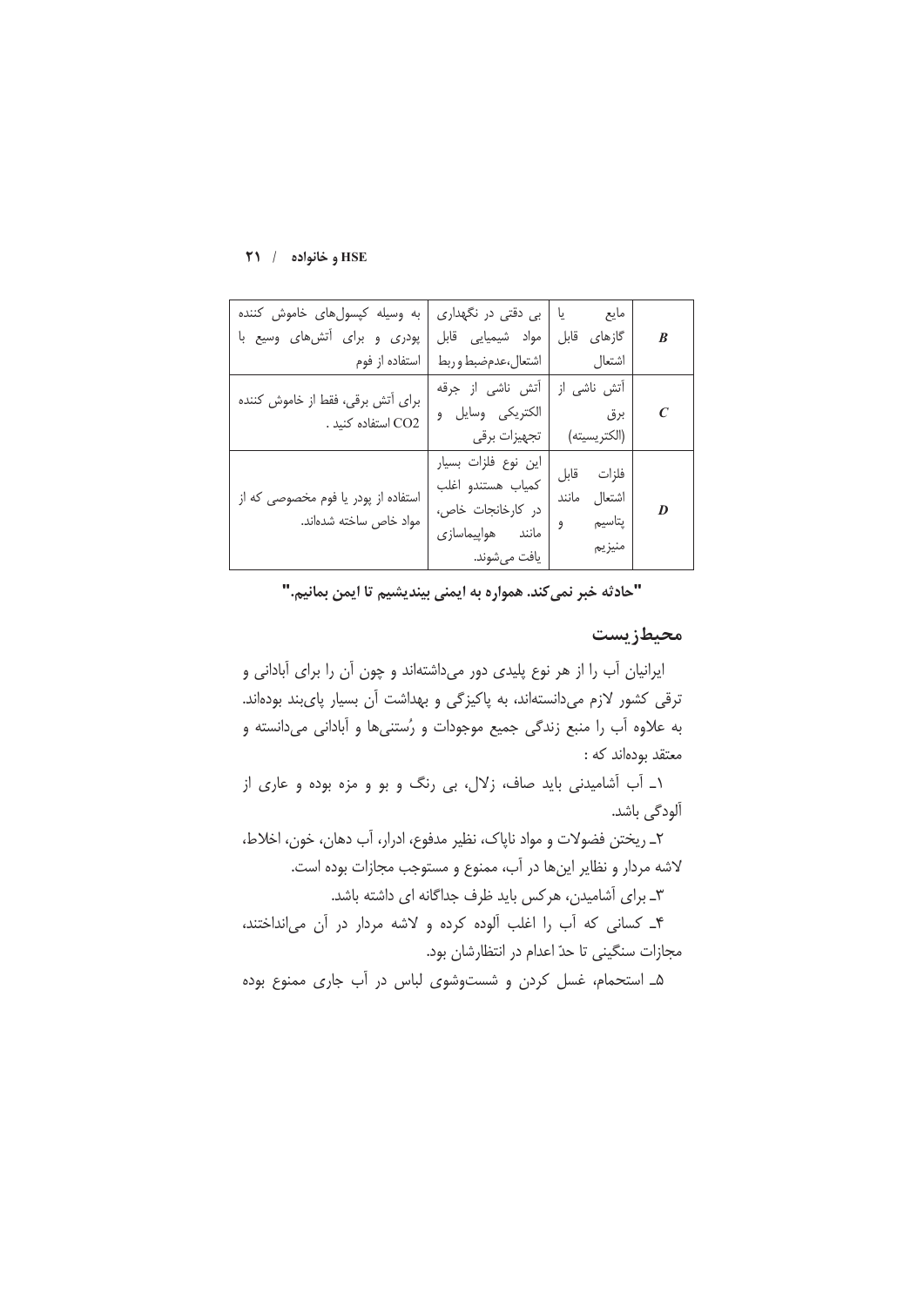| B | مایع یا گازهای قابل اشتعال | بی دقتی در نگهداری مواد شیمیایی قابل اشتعال،عدم‌ضبط و ربط | به وسیله کپسول‌های خاموش کننده پودری و برای آتش‌های وسیع با استفاده از فوم |
|---|---|---|---|
| C | آتش ناشی از برق (الکتریسیته) | آتش ناشی از جرقه الکتریکی وسایل و تجهیزات برقی | برای آتش برقی، فقط از خاموش کننده $CO_2$ استفاده کنید . |
| D | فلزات قابل اشتعال مانند پتاسیم و منیزیم | این نوع فلزات بسیار کمیاب هستندو اغلب در کارخانجات خاص، مانند هواپیماسازی یافت می‌شوند. | استفاده از پودر یا فوم مخصوصی که از مواد خاص ساخته شده‌اند. |

**"حادثه خبر نمی‌کند. همواره به ایمنی بیندیشیم تا ایمن بمانیم."**

## محیط‌زیست

ایرانیان آب را از هر نوع پلیدی دور می‌داشته‌اند و چون آن را برای آبادانی و ترقی کشور لازم می‌دانسته‌اند، به پاکیزگی و بهداشت آن بسیار پای‌بند بوده‌اند. به علاوه آب را منبع زندگی جمیع موجودات و رُستنی‌ها و آبادانی می‌دانسته و معتقد بوده‌اند که :

۱ـ آب آشامیدنی باید صاف، زلال، بی رنگ و بو و مزه بوده و عاری از آلودگی باشد.

۲ـ ریختن فضولات و مواد ناپاک، نظیر مدفوع، ادرار، آب دهان، خون، اخلاط، لاشه مردار و نظایر این‌ها در آب، ممنوع و مستوجب مجازات بوده است.

۳ـ برای آشامیدن، هرکس باید ظرف جداگانه ای داشته باشد.

۴ـ کسانی که آب را اغلب آلوده کرده و لاشه مردار در آن می‌انداختند، مجازات سنگینی تا حدّ اعدام در انتظارشان بود.

۵ـ استحمام، غسل کردن و شست‌وشوی لباس در آب جاری ممنوع بوده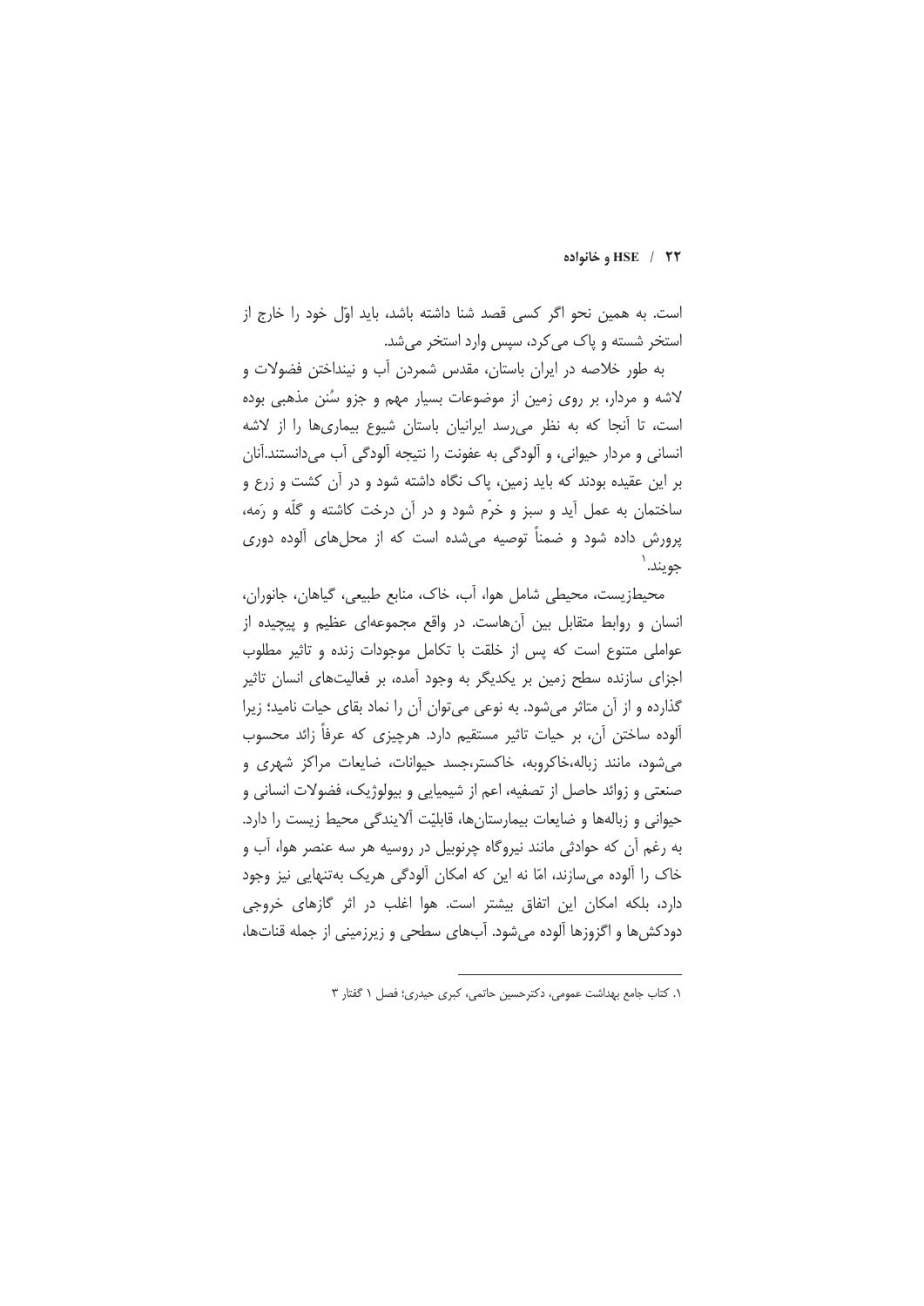است. به همین نحو اگر کسی قصد شنا داشته باشد، باید اوّل خود را خارج از استخر شسته و پاک می‌کرد، سپس وارد استخر می‌شد.

به طور خلاصه در ایران باستان، مقدس شمردن آب و نینداختن فضولات و لاشه و مردار، بر روی زمین از موضوعات بسیار مهم و جزو سُنن مذهبی بوده است، تا آنجا که به نظر می‌رسد ایرانیان باستان شیوع بیماری‌ها را از لاشه انسانی و مردار حیوانی، و آلودگی به عفونت را نتیجه آلودگی آب می‌دانستند.آنان بر این عقیده بودند که باید زمین، پاک نگاه داشته شود و در آن کشت و زرع و ساختمان به عمل آید و سبز و خرّم شود و در آن درخت کاشته و گلّه و رَمه، پرورش داده شود و ضمناً توصیه می‌شده است که از محل‌های آلوده دوری جویند.[1]

محیط‌زیست، محیطی شامل هوا، آب، خاک، منابع طبیعی، گیاهان، جانوران، انسان و روابط متقابل بین آن‌هاست. در واقع مجموعه‌ای عظیم و پیچیده از عواملی متنوع است که پس از خلقت با تکامل موجودات زنده و تاثیر مطلوب اجزای سازنده سطح زمین بر یکدیگر به وجود آمده، بر فعالیت‌های انسان تاثیر گذارده و از آن متاثر می‌شود. به نوعی می‌توان آن را نماد بقای حیات نامید؛ زیرا آلوده ساختن آن، بر حیات تاثیر مستقیم دارد. هرچیزی که عرفاً زائد محسوب می‌شود، مانند زباله،خاکروبه، خاکستر،جسد حیوانات، ضایعات مراکز شهری و صنعتی و زوائد حاصل از تصفیه، اعم از شیمیایی و بیولوژیک، فضولات انسانی و حیوانی و زباله‌ها و ضایعات بیمارستان‌ها، قابلیّت آلایندگی محیط زیست را دارد. به رغم آن که حوادثی مانند نیروگاه چرنوبیل در روسیه هر سه عنصر هوا، آب و خاک را آلوده می‌سازند، امّا نه این که امکان آلودگی هریک به‌تنهایی نیز وجود دارد، بلکه امکان این اتفاق بیشتر است. هوا اغلب در اثر گازهای خروجی دودکش‌ها و اگزوزها آلوده می‌شود. آب‌های سطحی و زیرزمینی از جمله قنات‌ها،

---

[1]. کتاب جامع بهداشت عمومی، دکترحسین حاتمی، کبری حیدری؛ فصل ۱ گفتار ۳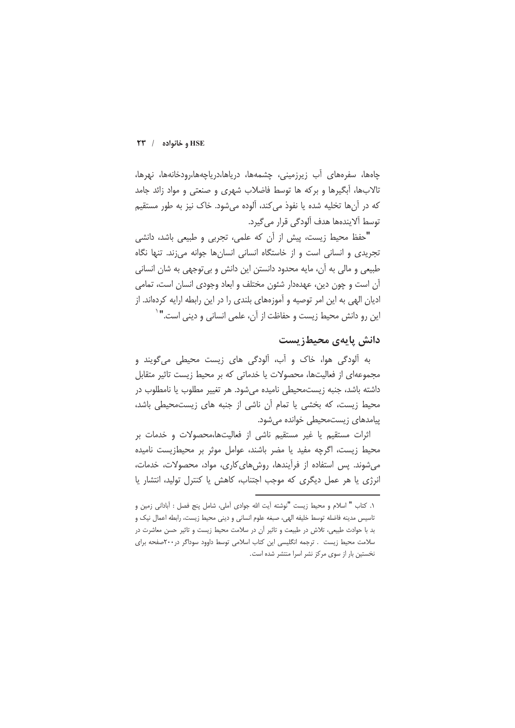چاه‌ها، سفره‌های آب زیرزمینی، چشمه‌ها، دریاها،دریاچه‌ها،رودخانه‌ها، نهرها، تالاب‌ها، آبگیرها و برکه ها توسط فاضلاب شهری و صنعتی و مواد زائد جامد که در آن‌ها تخلیه شده یا نفوذ می‌کند، آلوده می‌شود. خاک نیز به طور مستقیم توسط آلاینده‌ها هدف آلودگی قرار می‌گیرد.

"حفظ محیط زیست، پیش از آن که علمی، تجربی و طبیعی باشد، دانشی تجریدی و انسانی است و از خاستگاه انسانی انسان‌ها جوانه می‌زند. تنها نگاه طبیعی و مالی به آن، مایه محدود دانستن این دانش و بی‌توجهی به شان انسانی آن است و چون دین، عهده‌دار شئون مختلف و ابعاد وجودی انسان است، تمامی ادیان الهی به این امر توصیه و آموزه‌های بلندی را در این رابطه ارایه کرده‌اند. از این رو دانش محیط زیست و حفاظت از آن، علمی انسانی و دینی است."[1]

## دانش پایه‌ی محیط‌زیست

به آلودگی هوا، خاک و آب، آلودگی های زیست محیطی می‌گویند و مجموعه‌ای از فعالیت‌ها، محصولات یا خدماتی که بر محیط زیست تاثیر متقابل داشته باشد، جنبه زیست‌محیطی نامیده می‌شود. هر تغییر مطلوب یا نامطلوب در محیط زیست، که بخشی یا تمام آن ناشی از جنبه های زیست‌محیطی باشد، پیامدهای زیست‌محیطی خوانده می‌شود.

اثرات مستقیم یا غیر مستقیم ناشی از فعالیت‌ها،محصولات و خدمات بر محیط زیست، اگرچه مفید یا مضر باشند، عوامل موثر بر محیط‌زیست نامیده می‌شوند. پس استفاده از فرآیندها، روش‌های‌کاری، مواد، محصولات، خدمات، انرژی یا هر عمل دیگری که موجب اجتناب، کاهش یا کنترل تولید، انتشار یا

---

۱. کتاب " اسلام و محیط زیست "نوشته آیت الله جوادی آملی، شامل پنج فصل : آبادانی زمین و تاسیس مدینه فاضله توسط خلیفه الهی، صبغه علوم انسانی و دینی محیط زیست، رابطه اعمال نیک و بد با حوادث طبیعی، تلاش در طبیعت و تاثیر آن در سلامت محیط زیست و تاثیر حسن معاشرت در سلامت محیط زیست . ترجمه انگلیسی این کتاب اسلامی توسط داوود سوداگر در۲۰۰صفحه برای نخستین بار از سوی مرکز نشر اسرا منتشر شده است.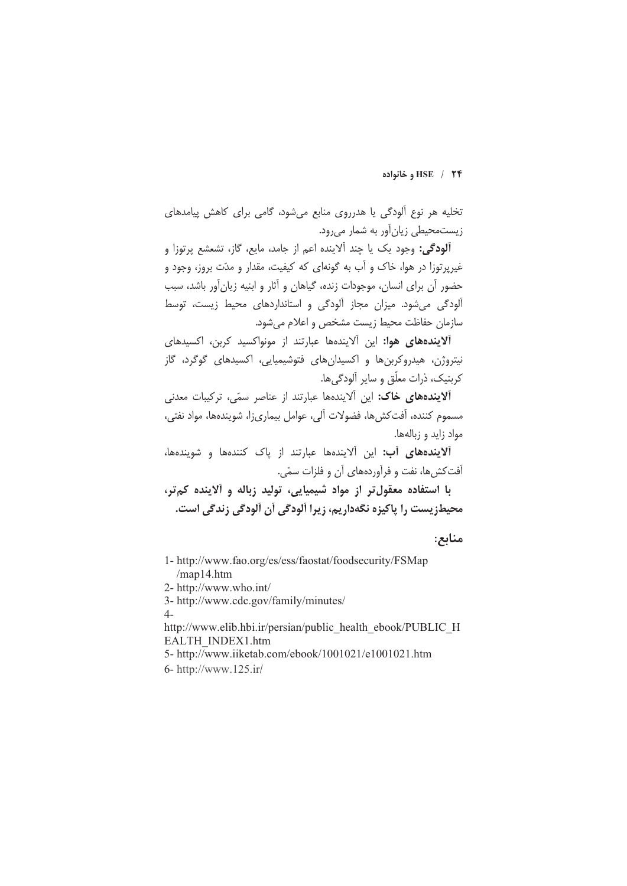تخلیه هر نوع آلودگی یا هدرروی منابع می‌شود، گامی برای کاهش پیامدهای زیست‌محیطی زیان‌آور به شمار می‌رود.

**آلودگی:** وجود یک یا چند آلاینده اعم از جامد، مایع، گاز، تشعشع پرتوزا و غیرپرتوزا در هوا، خاک و آب به گونه‌ای که کیفیت، مقدار و مدّت بروز، وجود و حضور آن برای انسان، موجودات زنده، گیاهان و آثار و ابنیه زیان‌آور باشد، سبب آلودگی می‌شود. میزان مجاز آلودگی و استانداردهای محیط زیست، توسط سازمان حفاظت محیط زیست مشخص و اعلام می‌شود.

**آلاینده‌های هوا:** این آلاینده‌ها عبارتند از مونواکسید کربن، اکسیدهای نیتروژن، هیدروکربن‌ها و اکسیدان‌های فتوشیمیایی، اکسیدهای گوگرد، گاز کربنیک، ذرات معلّق و سایر آلودگی‌ها.

**آلاینده‌های خاک:** این آلاینده‌ها عبارتند از عناصر سمّی، ترکیبات معدنی مسموم کننده، آفت‌کش‌ها، فضولات آلی، عوامل بیماری‌زا، شوینده‌ها، مواد نفتی، مواد زاید و زباله‌ها.

**آلاینده‌های آب:** این آلاینده‌ها عبارتند از پاک کننده‌ها و شوینده‌ها، آفت‌کش‌ها، نفت و فرآورده‌های آن و فلزات سمّی.

**با استفاده معقول‌تر از مواد شیمیایی، تولید زباله و آلاینده کم‌تر، محیط‌زیست را پاکیزه نگه‌داریم، زیرا آلودگی آن آلودگی زندگی است.**

## منابع:

1- http://www.fao.org/es/ess/faostat/foodsecurity/FSMap/map14.htm

2- http://www.who.int/

3- http://www.cdc.gov/family/minutes/

4- http://www.elib.hbi.ir/persian/public_health_ebook/PUBLIC_HEALTH_INDEX1.htm

5- http://www.iiketab.com/ebook/1001021/e1001021.htm

6- http://www.125.ir/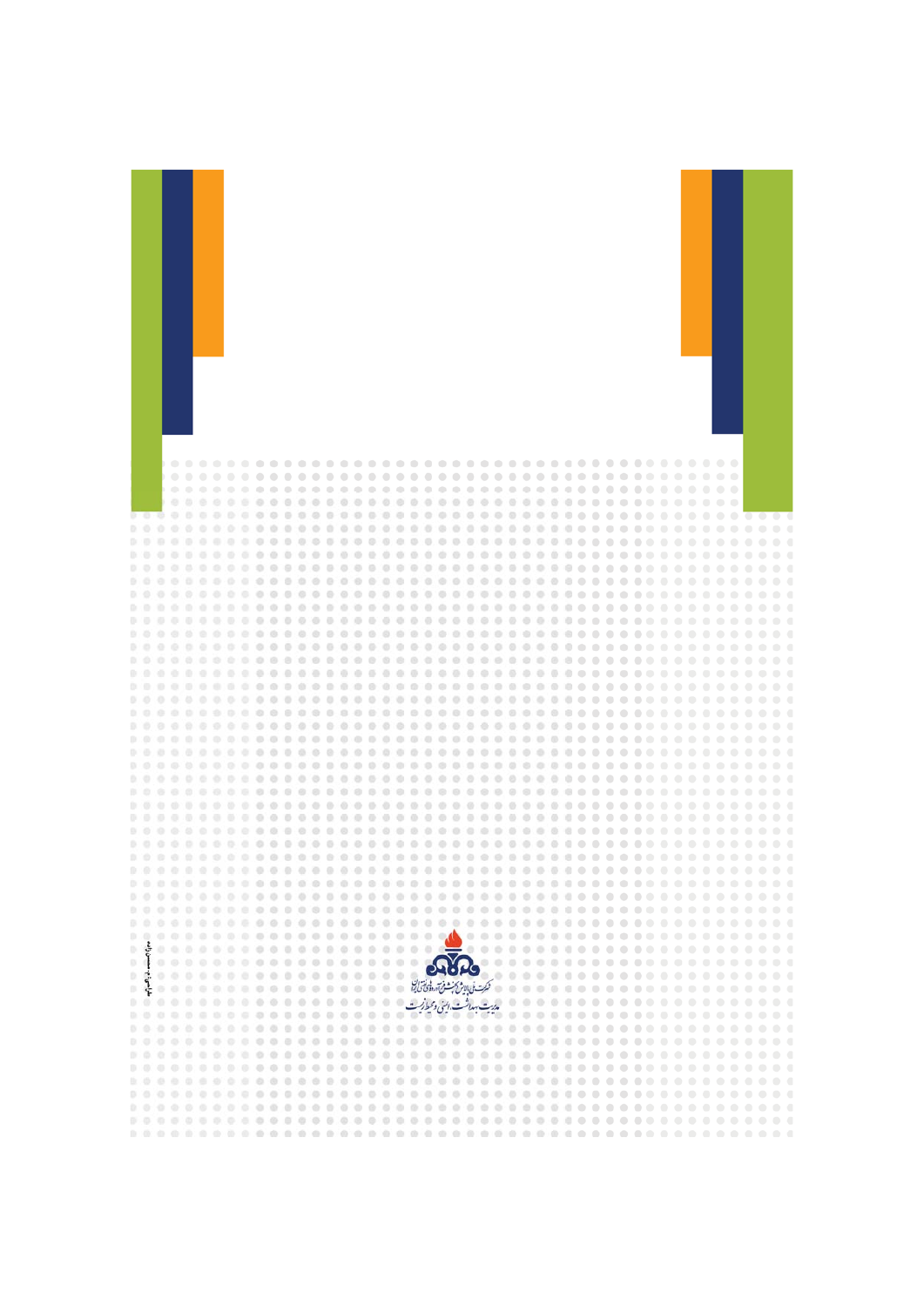شرکت ملی پالایش و پخش فرآورده‌های نفتی ایران

مدیریت بهداشت، ایمنی و محیط زیست